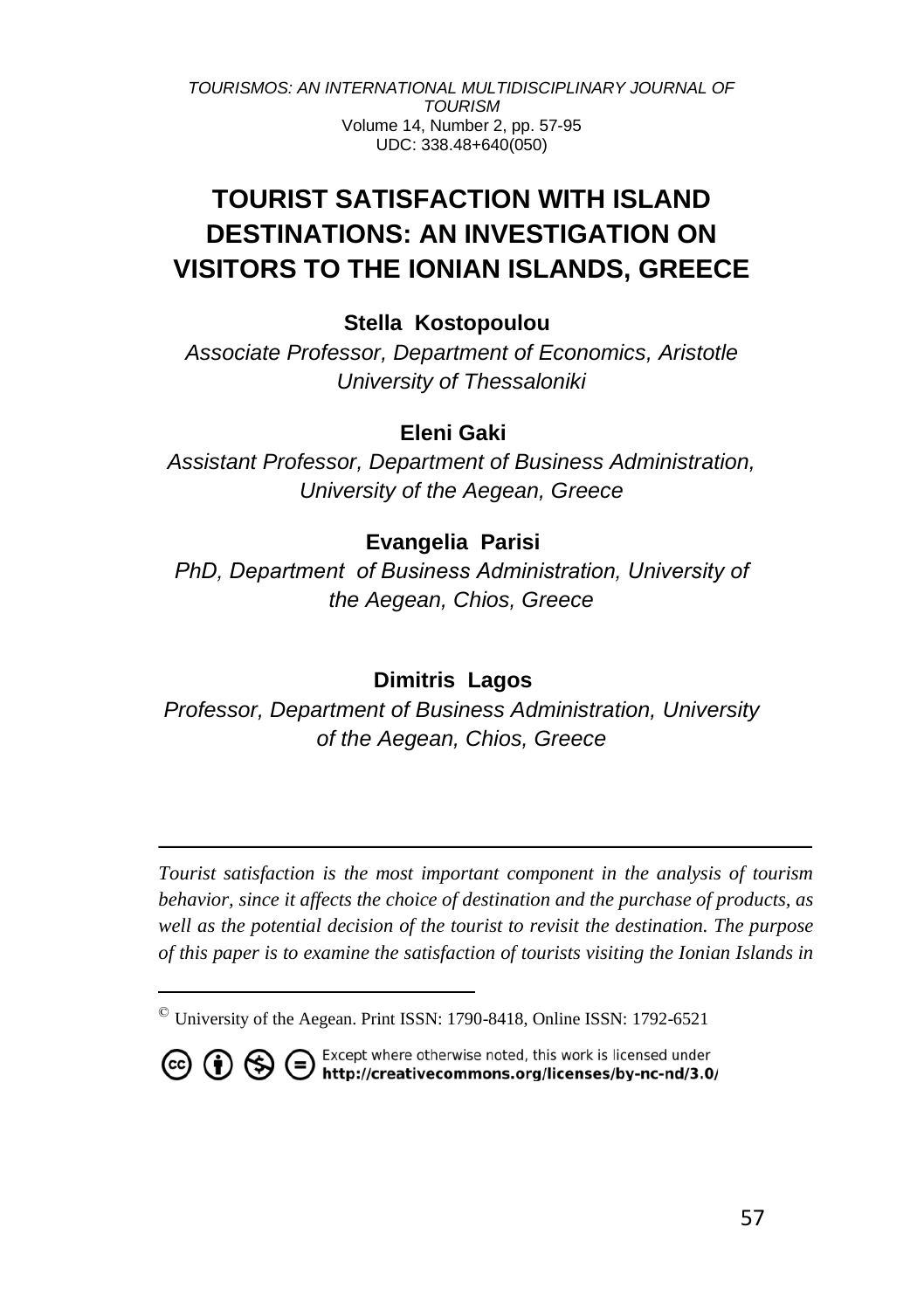# TOURIST SATISFACTION WITH ISLAND DESTINATIONS: AN INVESTIGATION ON VISITORS TO THE IONIAN ISLANDS, GREECE

**Stella Kostopoulou**

*Associate Professor, Department of Economics, Aristotle University of Thessaloniki*

**Eleni Gaki**

*Assistant Professor, Department of Business Administration, University of the Aegean, Greece*

**Evangelia Parisi**

*PhD, Department of Business Administration, University of the Aegean, Chios, Greece*

**Dimitris Lagos**

*Professor, Department of Business Administration, University of the Aegean, Chios, Greece*

---

*Tourist satisfaction is the most important component in the analysis of tourism behavior, since it affects the choice of destination and the purchase of products, as well as the potential decision of the tourist to revisit the destination. The purpose of this paper is to examine the satisfaction of tourists visiting the Ionian Islands in*

---

© University of the Aegean. Print ISSN: 1790-8418, Online ISSN: 1792-6521

Except where otherwise noted, this work is licensed under http://creativecommons.org/licenses/by-nc-nd/3.0/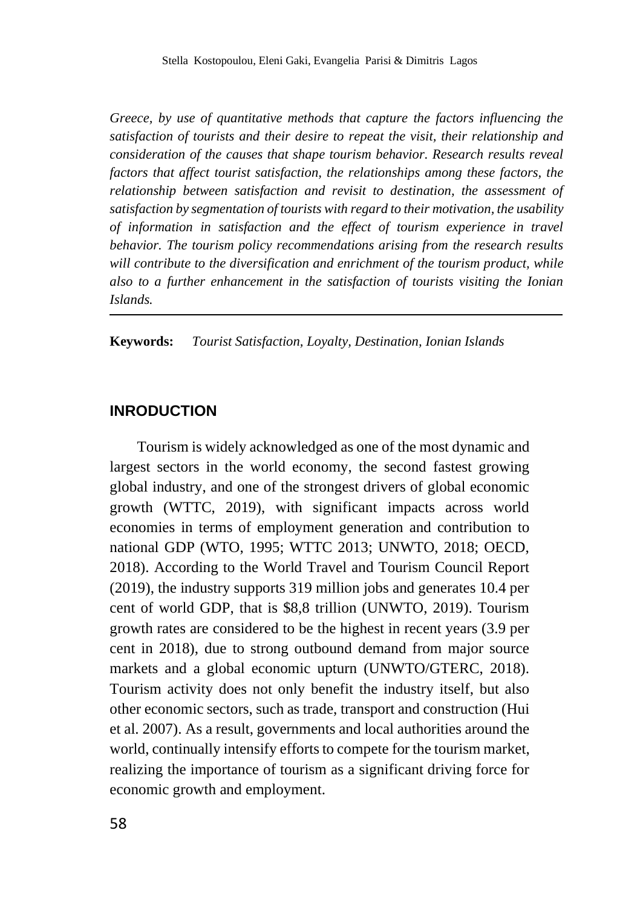*Greece, by use of quantitative methods that capture the factors influencing the satisfaction of tourists and their desire to repeat the visit, their relationship and consideration of the causes that shape tourism behavior. Research results reveal factors that affect tourist satisfaction, the relationships among these factors, the relationship between satisfaction and revisit to destination, the assessment of satisfaction by segmentation of tourists with regard to their motivation, the usability of information in satisfaction and the effect of tourism experience in travel behavior. The tourism policy recommendations arising from the research results will contribute to the diversification and enrichment of the tourism product, while also to a further enhancement in the satisfaction of tourists visiting the Ionian Islands.*

**Keywords:** *Tourist Satisfaction, Loyalty, Destination, Ionian Islands*

## INRODUCTION

Tourism is widely acknowledged as one of the most dynamic and largest sectors in the world economy, the second fastest growing global industry, and one of the strongest drivers of global economic growth (WTTC, 2019), with significant impacts across world economies in terms of employment generation and contribution to national GDP (WTO, 1995; WTTC 2013; UNWTO, 2018; OECD, 2018). According to the World Travel and Tourism Council Report (2019), the industry supports 319 million jobs and generates 10.4 per cent of world GDP, that is $8,8 trillion (UNWTO, 2019). Tourism growth rates are considered to be the highest in recent years (3.9 per cent in 2018), due to strong outbound demand from major source markets and a global economic upturn (UNWTO/GTERC, 2018). Tourism activity does not only benefit the industry itself, but also other economic sectors, such as trade, transport and construction (Hui et al. 2007). As a result, governments and local authorities around the world, continually intensify efforts to compete for the tourism market, realizing the importance of tourism as a significant driving force for economic growth and employment.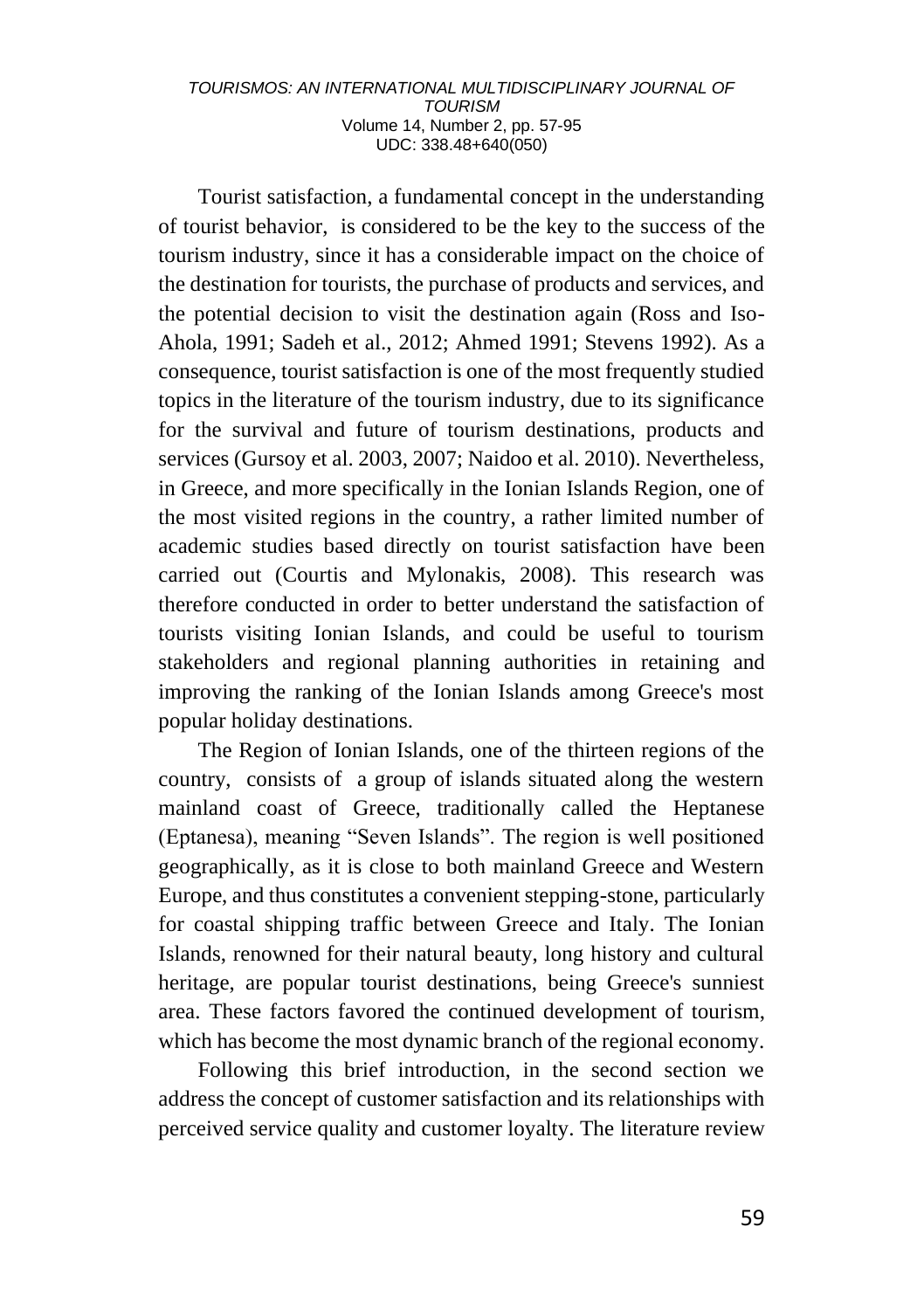Tourist satisfaction, a fundamental concept in the understanding of tourist behavior, is considered to be the key to the success of the tourism industry, since it has a considerable impact on the choice of the destination for tourists, the purchase of products and services, and the potential decision to visit the destination again (Ross and Iso-Ahola, 1991; Sadeh et al., 2012; Ahmed 1991; Stevens 1992). As a consequence, tourist satisfaction is one of the most frequently studied topics in the literature of the tourism industry, due to its significance for the survival and future of tourism destinations, products and services (Gursoy et al. 2003, 2007; Naidoo et al. 2010). Nevertheless, in Greece, and more specifically in the Ionian Islands Region, one of the most visited regions in the country, a rather limited number of academic studies based directly on tourist satisfaction have been carried out (Courtis and Mylonakis, 2008). This research was therefore conducted in order to better understand the satisfaction of tourists visiting Ionian Islands, and could be useful to tourism stakeholders and regional planning authorities in retaining and improving the ranking of the Ionian Islands among Greece's most popular holiday destinations.

The Region of Ionian Islands, one of the thirteen regions of the country, consists of a group of islands situated along the western mainland coast of Greece, traditionally called the Heptanese (Eptanesa), meaning "Seven Islands". The region is well positioned geographically, as it is close to both mainland Greece and Western Europe, and thus constitutes a convenient stepping-stone, particularly for coastal shipping traffic between Greece and Italy. The Ionian Islands, renowned for their natural beauty, long history and cultural heritage, are popular tourist destinations, being Greece's sunniest area. These factors favored the continued development of tourism, which has become the most dynamic branch of the regional economy.

Following this brief introduction, in the second section we address the concept of customer satisfaction and its relationships with perceived service quality and customer loyalty. The literature review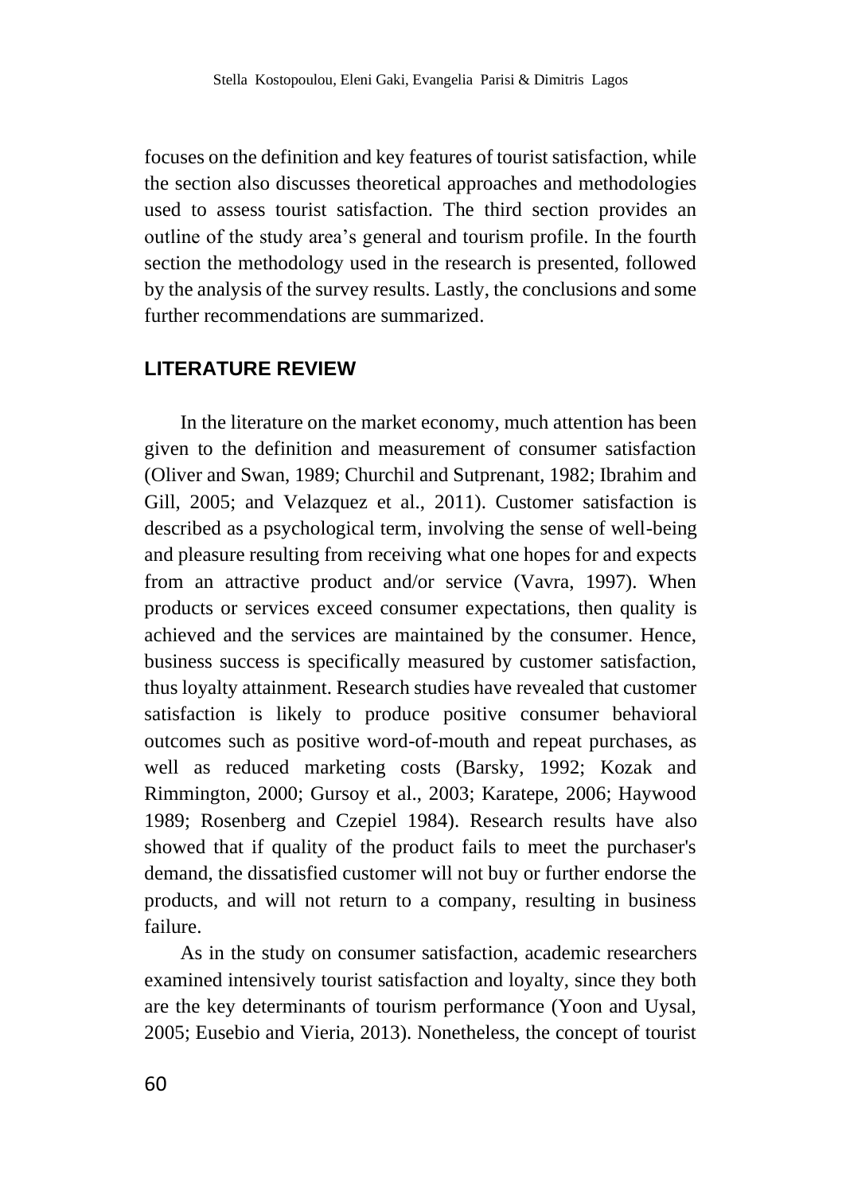focuses on the definition and key features of tourist satisfaction, while the section also discusses theoretical approaches and methodologies used to assess tourist satisfaction. The third section provides an outline of the study area's general and tourism profile. In the fourth section the methodology used in the research is presented, followed by the analysis of the survey results. Lastly, the conclusions and some further recommendations are summarized.

## LITERATURE REVIEW

In the literature on the market economy, much attention has been given to the definition and measurement of consumer satisfaction (Oliver and Swan, 1989; Churchil and Sutprenant, 1982; Ibrahim and Gill, 2005; and Velazquez et al., 2011). Customer satisfaction is described as a psychological term, involving the sense of well-being and pleasure resulting from receiving what one hopes for and expects from an attractive product and/or service (Vavra, 1997). When products or services exceed consumer expectations, then quality is achieved and the services are maintained by the consumer. Hence, business success is specifically measured by customer satisfaction, thus loyalty attainment. Research studies have revealed that customer satisfaction is likely to produce positive consumer behavioral outcomes such as positive word-of-mouth and repeat purchases, as well as reduced marketing costs (Barsky, 1992; Kozak and Rimmington, 2000; Gursoy et al., 2003; Karatepe, 2006; Haywood 1989; Rosenberg and Czepiel 1984). Research results have also showed that if quality of the product fails to meet the purchaser's demand, the dissatisfied customer will not buy or further endorse the products, and will not return to a company, resulting in business failure.

As in the study on consumer satisfaction, academic researchers examined intensively tourist satisfaction and loyalty, since they both are the key determinants of tourism performance (Yoon and Uysal, 2005; Eusebio and Vieria, 2013). Nonetheless, the concept of tourist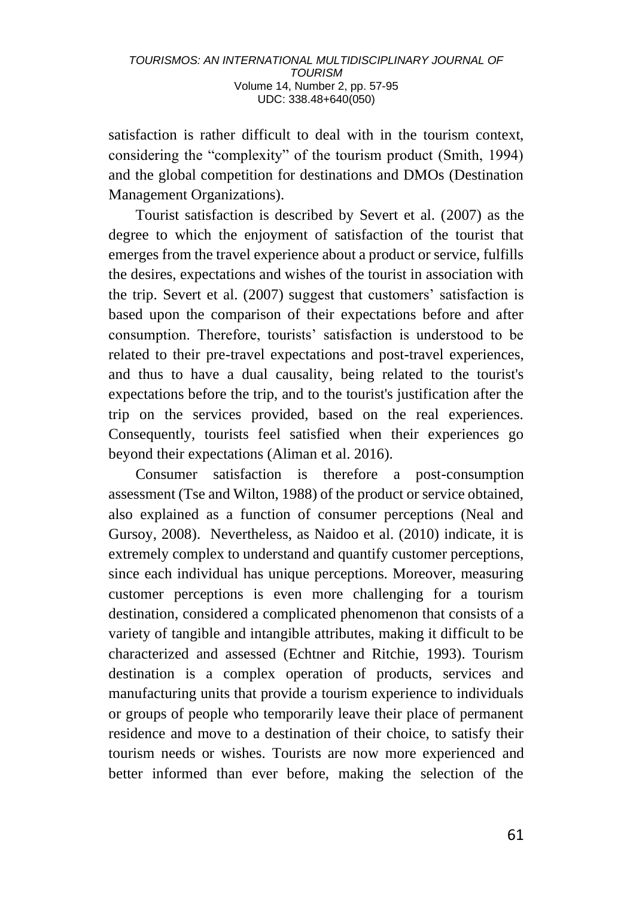satisfaction is rather difficult to deal with in the tourism context, considering the "complexity" of the tourism product (Smith, 1994) and the global competition for destinations and DMOs (Destination Management Organizations).

Tourist satisfaction is described by Severt et al. (2007) as the degree to which the enjoyment of satisfaction of the tourist that emerges from the travel experience about a product or service, fulfills the desires, expectations and wishes of the tourist in association with the trip. Severt et al. (2007) suggest that customers' satisfaction is based upon the comparison of their expectations before and after consumption. Therefore, tourists' satisfaction is understood to be related to their pre-travel expectations and post-travel experiences, and thus to have a dual causality, being related to the tourist's expectations before the trip, and to the tourist's justification after the trip on the services provided, based on the real experiences. Consequently, tourists feel satisfied when their experiences go beyond their expectations (Aliman et al. 2016).

Consumer satisfaction is therefore a post-consumption assessment (Tse and Wilton, 1988) of the product or service obtained, also explained as a function of consumer perceptions (Neal and Gursoy, 2008). Nevertheless, as Naidoo et al. (2010) indicate, it is extremely complex to understand and quantify customer perceptions, since each individual has unique perceptions. Moreover, measuring customer perceptions is even more challenging for a tourism destination, considered a complicated phenomenon that consists of a variety of tangible and intangible attributes, making it difficult to be characterized and assessed (Echtner and Ritchie, 1993). Tourism destination is a complex operation of products, services and manufacturing units that provide a tourism experience to individuals or groups of people who temporarily leave their place of permanent residence and move to a destination of their choice, to satisfy their tourism needs or wishes. Tourists are now more experienced and better informed than ever before, making the selection of the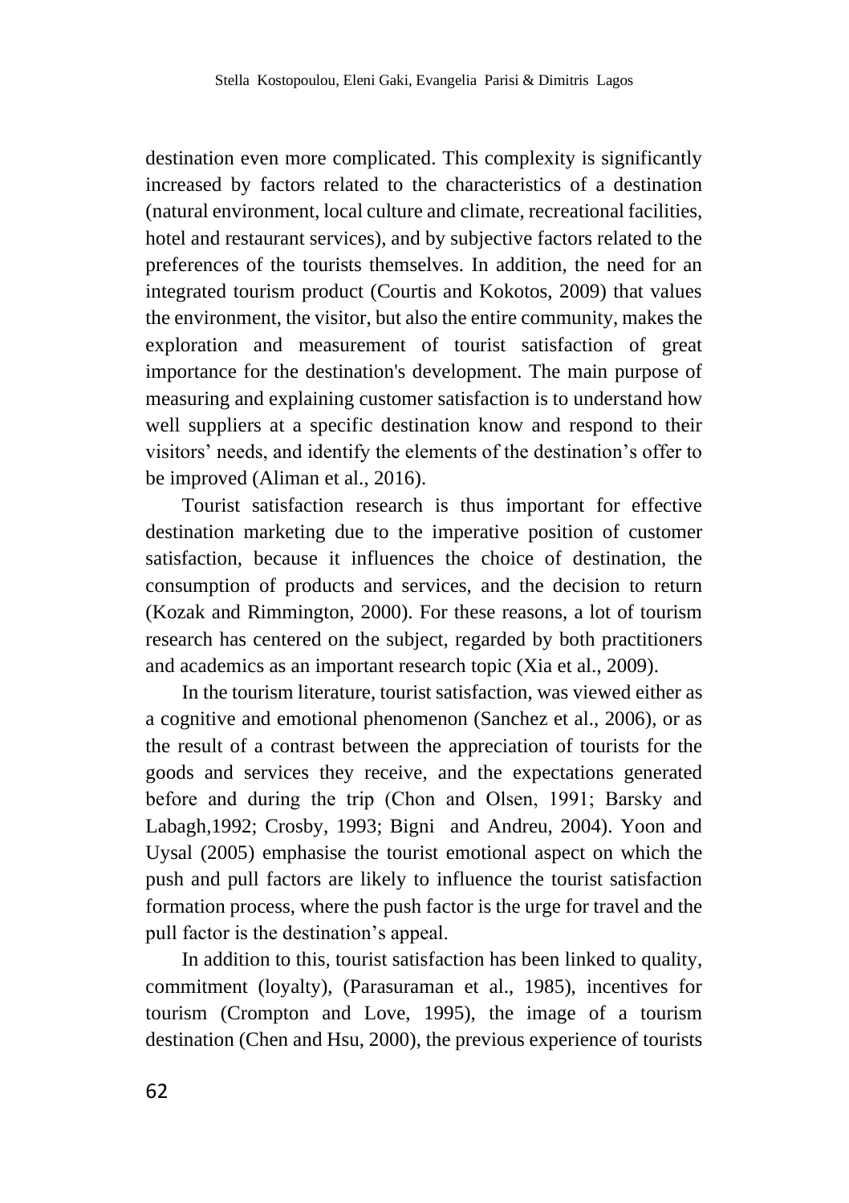destination even more complicated. This complexity is significantly increased by factors related to the characteristics of a destination (natural environment, local culture and climate, recreational facilities, hotel and restaurant services), and by subjective factors related to the preferences of the tourists themselves. In addition, the need for an integrated tourism product (Courtis and Kokotos, 2009) that values the environment, the visitor, but also the entire community, makes the exploration and measurement of tourist satisfaction of great importance for the destination's development. The main purpose of measuring and explaining customer satisfaction is to understand how well suppliers at a specific destination know and respond to their visitors' needs, and identify the elements of the destination's offer to be improved (Aliman et al., 2016).

Tourist satisfaction research is thus important for effective destination marketing due to the imperative position of customer satisfaction, because it influences the choice of destination, the consumption of products and services, and the decision to return (Kozak and Rimmington, 2000). For these reasons, a lot of tourism research has centered on the subject, regarded by both practitioners and academics as an important research topic (Xia et al., 2009).

In the tourism literature, tourist satisfaction, was viewed either as a cognitive and emotional phenomenon (Sanchez et al., 2006), or as the result of a contrast between the appreciation of tourists for the goods and services they receive, and the expectations generated before and during the trip (Chon and Olsen, 1991; Barsky and Labagh,1992; Crosby, 1993; Bigni and Andreu, 2004). Yoon and Uysal (2005) emphasise the tourist emotional aspect on which the push and pull factors are likely to influence the tourist satisfaction formation process, where the push factor is the urge for travel and the pull factor is the destination's appeal.

In addition to this, tourist satisfaction has been linked to quality, commitment (loyalty), (Parasuraman et al., 1985), incentives for tourism (Crompton and Love, 1995), the image of a tourism destination (Chen and Hsu, 2000), the previous experience of tourists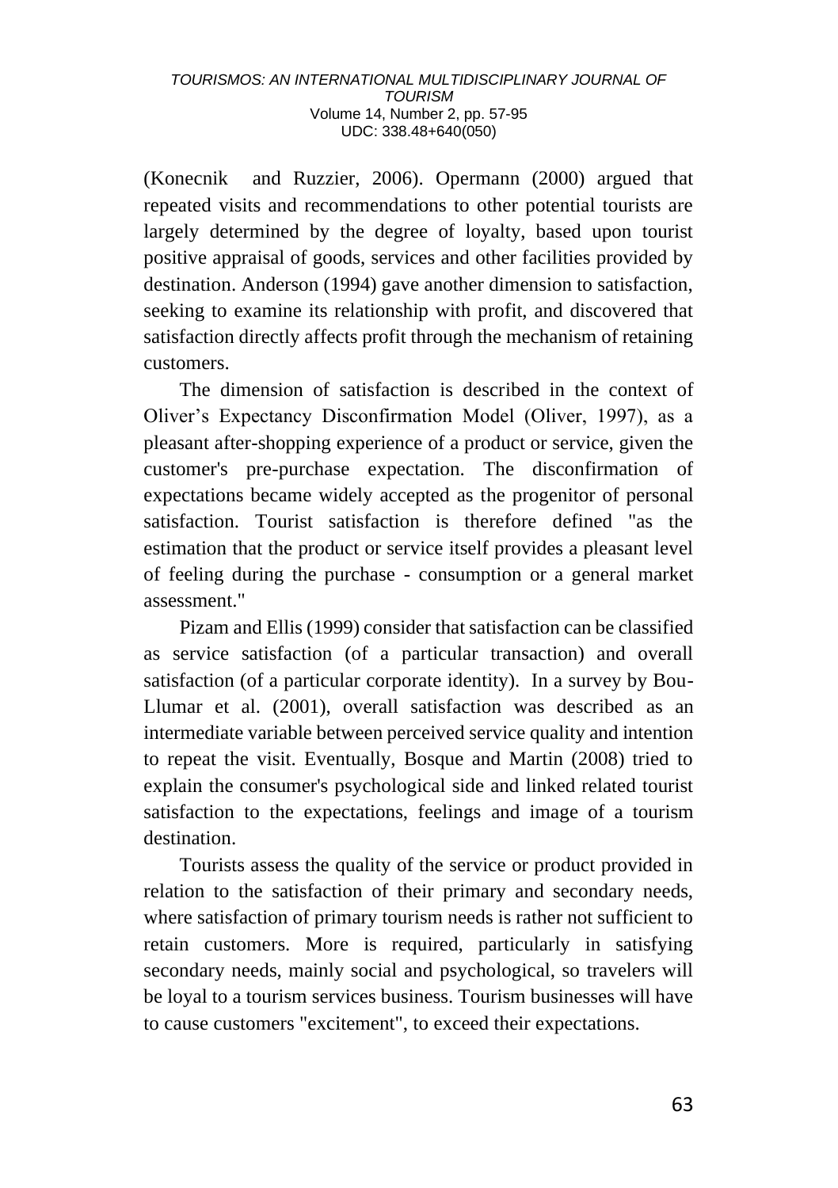(Konecnik  and Ruzzier, 2006). Opermann (2000) argued that repeated visits and recommendations to other potential tourists are largely determined by the degree of loyalty, based upon tourist positive appraisal of goods, services and other facilities provided by destination. Anderson (1994) gave another dimension to satisfaction, seeking to examine its relationship with profit, and discovered that satisfaction directly affects profit through the mechanism of retaining customers.

The dimension of satisfaction is described in the context of Oliver's Expectancy Disconfirmation Model (Oliver, 1997), as a pleasant after-shopping experience of a product or service, given the customer's pre-purchase expectation. The disconfirmation of expectations became widely accepted as the progenitor of personal satisfaction. Tourist satisfaction is therefore defined "as the estimation that the product or service itself provides a pleasant level of feeling during the purchase - consumption or a general market assessment."

Pizam and Ellis (1999) consider that satisfaction can be classified as service satisfaction (of a particular transaction) and overall satisfaction (of a particular corporate identity).  In a survey by Bou-Llumar et al. (2001), overall satisfaction was described as an intermediate variable between perceived service quality and intention to repeat the visit. Eventually, Bosque and Martin (2008) tried to explain the consumer's psychological side and linked related tourist satisfaction to the expectations, feelings and image of a tourism destination.

Tourists assess the quality of the service or product provided in relation to the satisfaction of their primary and secondary needs, where satisfaction of primary tourism needs is rather not sufficient to retain customers. More is required, particularly in satisfying secondary needs, mainly social and psychological, so travelers will be loyal to a tourism services business. Tourism businesses will have to cause customers "excitement", to exceed their expectations.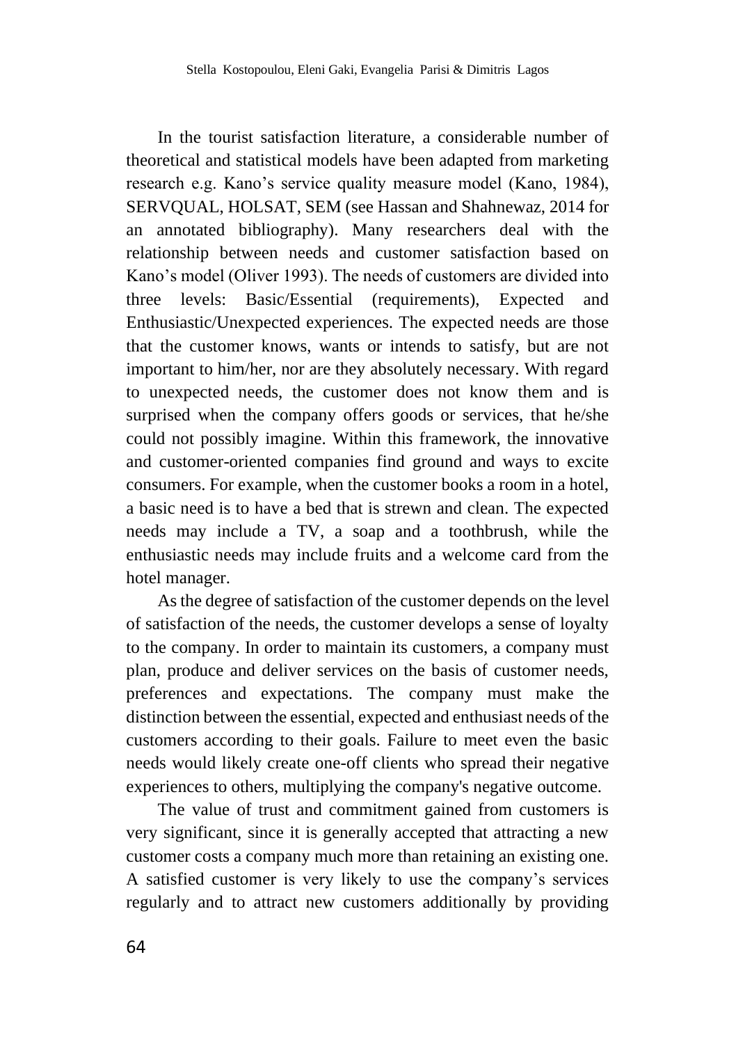In the tourist satisfaction literature, a considerable number of theoretical and statistical models have been adapted from marketing research e.g. Kano's service quality measure model (Kano, 1984), SERVQUAL, HOLSAT, SEM (see Hassan and Shahnewaz, 2014 for an annotated bibliography). Many researchers deal with the relationship between needs and customer satisfaction based on Kano's model (Oliver 1993). The needs of customers are divided into three levels: Basic/Essential (requirements), Expected and Enthusiastic/Unexpected experiences. The expected needs are those that the customer knows, wants or intends to satisfy, but are not important to him/her, nor are they absolutely necessary. With regard to unexpected needs, the customer does not know them and is surprised when the company offers goods or services, that he/she could not possibly imagine. Within this framework, the innovative and customer-oriented companies find ground and ways to excite consumers. For example, when the customer books a room in a hotel, a basic need is to have a bed that is strewn and clean. The expected needs may include a TV, a soap and a toothbrush, while the enthusiastic needs may include fruits and a welcome card from the hotel manager.

As the degree of satisfaction of the customer depends on the level of satisfaction of the needs, the customer develops a sense of loyalty to the company. In order to maintain its customers, a company must plan, produce and deliver services on the basis of customer needs, preferences and expectations. The company must make the distinction between the essential, expected and enthusiast needs of the customers according to their goals. Failure to meet even the basic needs would likely create one-off clients who spread their negative experiences to others, multiplying the company's negative outcome.

The value of trust and commitment gained from customers is very significant, since it is generally accepted that attracting a new customer costs a company much more than retaining an existing one. A satisfied customer is very likely to use the company's services regularly and to attract new customers additionally by providing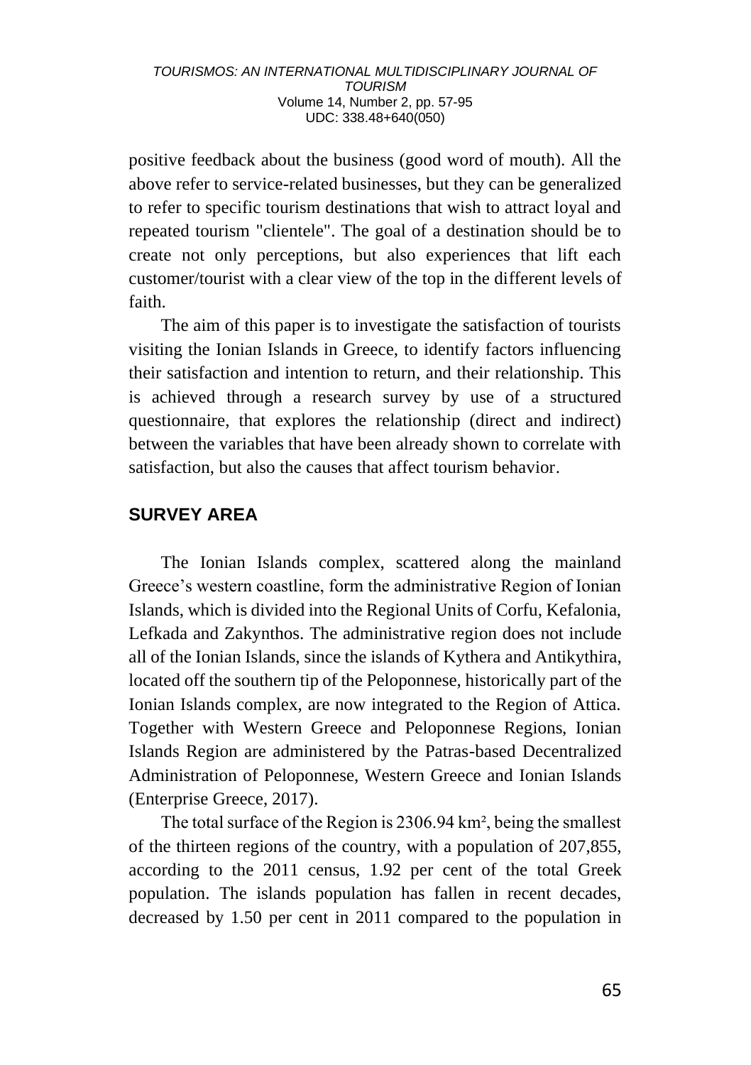positive feedback about the business (good word of mouth). All the above refer to service-related businesses, but they can be generalized to refer to specific tourism destinations that wish to attract loyal and repeated tourism "clientele". The goal of a destination should be to create not only perceptions, but also experiences that lift each customer/tourist with a clear view of the top in the different levels of faith.

The aim of this paper is to investigate the satisfaction of tourists visiting the Ionian Islands in Greece, to identify factors influencing their satisfaction and intention to return, and their relationship. This is achieved through a research survey by use of a structured questionnaire, that explores the relationship (direct and indirect) between the variables that have been already shown to correlate with satisfaction, but also the causes that affect tourism behavior.

## SURVEY AREA

The Ionian Islands complex, scattered along the mainland Greece's western coastline, form the administrative Region of Ionian Islands, which is divided into the Regional Units of Corfu, Kefalonia, Lefkada and Zakynthos. The administrative region does not include all of the Ionian Islands, since the islands of Kythera and Antikythira, located off the southern tip of the Peloponnese, historically part of the Ionian Islands complex, are now integrated to the Region of Attica. Together with Western Greece and Peloponnese Regions, Ionian Islands Region are administered by the Patras-based Decentralized Administration of Peloponnese, Western Greece and Ionian Islands (Enterprise Greece, 2017).

The total surface of the Region is 2306.94 km², being the smallest of the thirteen regions of the country, with a population of 207,855, according to the 2011 census, 1.92 per cent of the total Greek population. The islands population has fallen in recent decades, decreased by 1.50 per cent in 2011 compared to the population in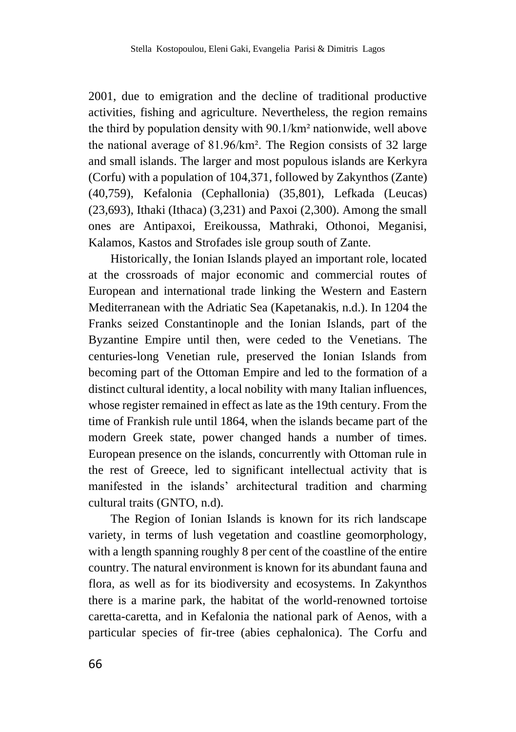2001, due to emigration and the decline of traditional productive activities, fishing and agriculture. Nevertheless, the region remains the third by population density with 90.1/km² nationwide, well above the national average of 81.96/km². The Region consists of 32 large and small islands. The larger and most populous islands are Kerkyra (Corfu) with a population of 104,371, followed by Zakynthos (Zante) (40,759), Kefalonia (Cephallonia) (35,801), Lefkada (Leucas) (23,693), Ithaki (Ithaca) (3,231) and Paxoi (2,300). Among the small ones are Antipaxoi, Ereikoussa, Mathraki, Othonoi, Meganisi, Kalamos, Kastos and Strofades isle group south of Zante.

Historically, the Ionian Islands played an important role, located at the crossroads of major economic and commercial routes of European and international trade linking the Western and Eastern Mediterranean with the Adriatic Sea (Kapetanakis, n.d.). In 1204 the Franks seized Constantinople and the Ionian Islands, part of the Byzantine Empire until then, were ceded to the Venetians. The centuries-long Venetian rule, preserved the Ionian Islands from becoming part of the Ottoman Empire and led to the formation of a distinct cultural identity, a local nobility with many Italian influences, whose register remained in effect as late as the 19th century. From the time of Frankish rule until 1864, when the islands became part of the modern Greek state, power changed hands a number of times. European presence on the islands, concurrently with Ottoman rule in the rest of Greece, led to significant intellectual activity that is manifested in the islands' architectural tradition and charming cultural traits (GNTO, n.d).

The Region of Ionian Islands is known for its rich landscape variety, in terms of lush vegetation and coastline geomorphology, with a length spanning roughly 8 per cent of the coastline of the entire country. The natural environment is known for its abundant fauna and flora, as well as for its biodiversity and ecosystems. In Zakynthos there is a marine park, the habitat of the world-renowned tortoise caretta-caretta, and in Kefalonia the national park of Aenos, with a particular species of fir-tree (abies cephalonica). The Corfu and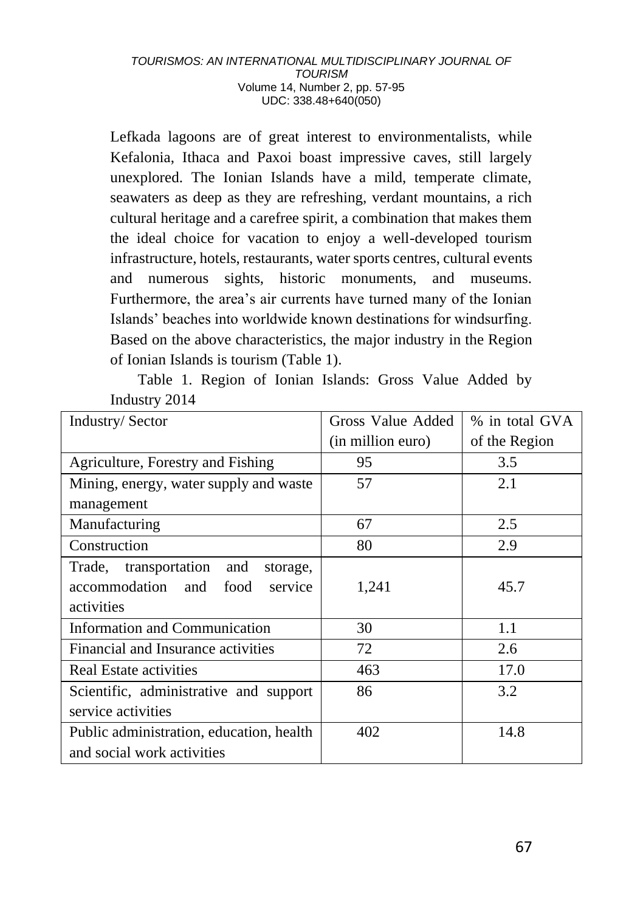Lefkada lagoons are of great interest to environmentalists, while Kefalonia, Ithaca and Paxoi boast impressive caves, still largely unexplored. The Ionian Islands have a mild, temperate climate, seawaters as deep as they are refreshing, verdant mountains, a rich cultural heritage and a carefree spirit, a combination that makes them the ideal choice for vacation to enjoy a well-developed tourism infrastructure, hotels, restaurants, water sports centres, cultural events and numerous sights, historic monuments, and museums. Furthermore, the area's air currents have turned many of the Ionian Islands' beaches into worldwide known destinations for windsurfing. Based on the above characteristics, the major industry in the Region of Ionian Islands is tourism (Table 1).

Table 1. Region of Ionian Islands: Gross Value Added by Industry 2014

| Industry/ Sector | Gross Value Added (in million euro) | % in total GVA of the Region |
|---|---|---|
| Agriculture, Forestry and Fishing | 95 | 3.5 |
| Mining, energy, water supply and waste management | 57 | 2.1 |
| Manufacturing | 67 | 2.5 |
| Construction | 80 | 2.9 |
| Trade, transportation and storage, accommodation and food service activities | 1,241 | 45.7 |
| Information and Communication | 30 | 1.1 |
| Financial and Insurance activities | 72 | 2.6 |
| Real Estate activities | 463 | 17.0 |
| Scientific, administrative and support service activities | 86 | 3.2 |
| Public administration, education, health and social work activities | 402 | 14.8 |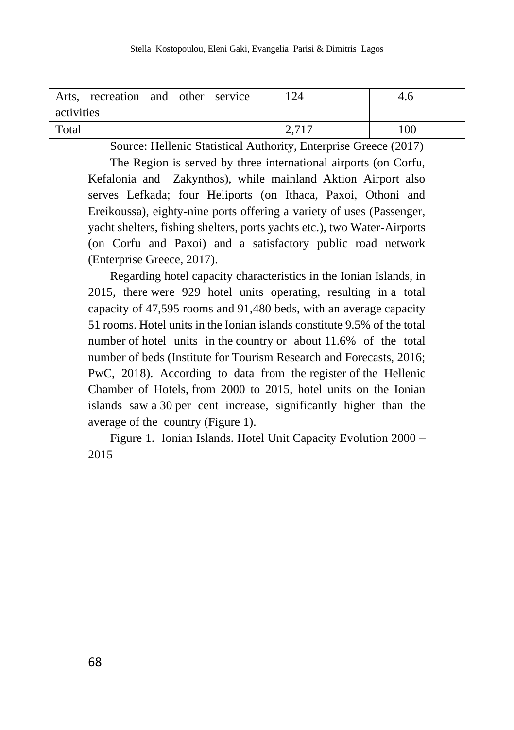| Arts, recreation and other service activities | 124 | 4.6 |
| --- | --- | --- |
| Total | 2,717 | 100 |

Source: Hellenic Statistical Authority, Enterprise Greece (2017)

The Region is served by three international airports (on Corfu, Kefalonia and Zakynthos), while mainland Aktion Airport also serves Lefkada; four Heliports (on Ithaca, Paxoi, Othoni and Ereikoussa), eighty-nine ports offering a variety of uses (Passenger, yacht shelters, fishing shelters, ports yachts etc.), two Water-Airports (on Corfu and Paxoi) and a satisfactory public road network (Enterprise Greece, 2017).

Regarding hotel capacity characteristics in the Ionian Islands, in 2015, there were 929 hotel units operating, resulting in a total capacity of 47,595 rooms and 91,480 beds, with an average capacity 51 rooms. Hotel units in the Ionian islands constitute 9.5% of the total number of hotel units in the country or about 11.6% of the total number of beds (Institute for Tourism Research and Forecasts, 2016; PwC, 2018). According to data from the register of the Hellenic Chamber of Hotels, from 2000 to 2015, hotel units on the Ionian islands saw a 30 per cent increase, significantly higher than the average of the country (Figure 1).

Figure 1. Ionian Islands. Hotel Unit Capacity Evolution 2000 – 2015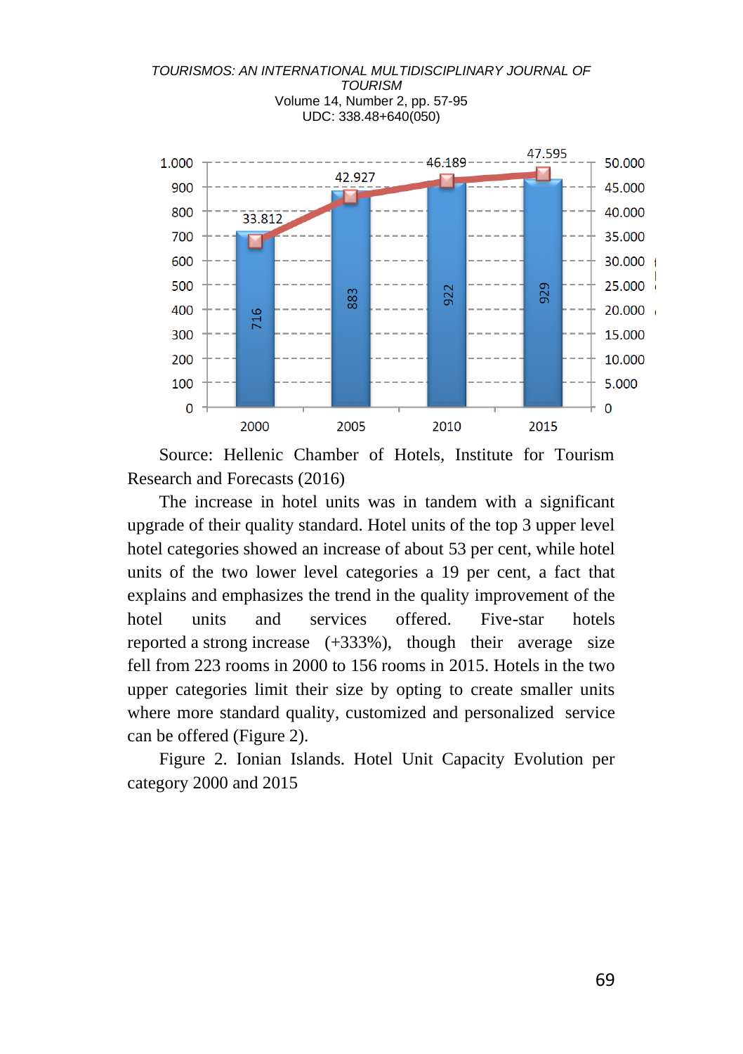Source: Hellenic Chamber of Hotels, Institute for Tourism Research and Forecasts (2016)

The increase in hotel units was in tandem with a significant upgrade of their quality standard. Hotel units of the top 3 upper level hotel categories showed an increase of about 53 per cent, while hotel units of the two lower level categories a 19 per cent, a fact that explains and emphasizes the trend in the quality improvement of the hotel units and services offered. Five-star hotels reported a strong increase (+333%), though their average size fell from 223 rooms in 2000 to 156 rooms in 2015. Hotels in the two upper categories limit their size by opting to create smaller units where more standard quality, customized and personalized service can be offered (Figure 2).

Figure 2. Ionian Islands. Hotel Unit Capacity Evolution per category 2000 and 2015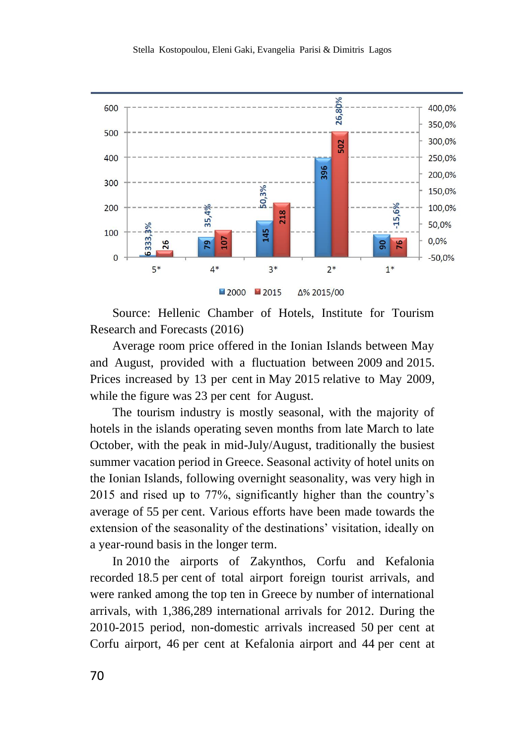| | 5* | 4* | 3* | 2* | 1* |
|---|---|---|---|---|---|
| 2000 | | 79 | 145 | 396 | 90 |
| 2015 | 26 | 107 | 218 | 502 | 76 |
| Δ% 2015/00 | 6333,3% | 35,4% | 50,3% | 26,80% | -15,6% |

Source: Hellenic Chamber of Hotels, Institute for Tourism Research and Forecasts (2016)

Average room price offered in the Ionian Islands between May and August, provided with a fluctuation between 2009 and 2015. Prices increased by 13 per cent in May 2015 relative to May 2009, while the figure was 23 per cent for August.

The tourism industry is mostly seasonal, with the majority of hotels in the islands operating seven months from late March to late October, with the peak in mid-July/August, traditionally the busiest summer vacation period in Greece. Seasonal activity of hotel units on the Ionian Islands, following overnight seasonality, was very high in 2015 and rised up to 77%, significantly higher than the country's average of 55 per cent. Various efforts have been made towards the extension of the seasonality of the destinations' visitation, ideally on a year-round basis in the longer term.

In 2010 the airports of Zakynthos, Corfu and Kefalonia recorded 18.5 per cent of total airport foreign tourist arrivals, and were ranked among the top ten in Greece by number of international arrivals, with 1,386,289 international arrivals for 2012. During the 2010-2015 period, non-domestic arrivals increased 50 per cent at Corfu airport, 46 per cent at Kefalonia airport and 44 per cent at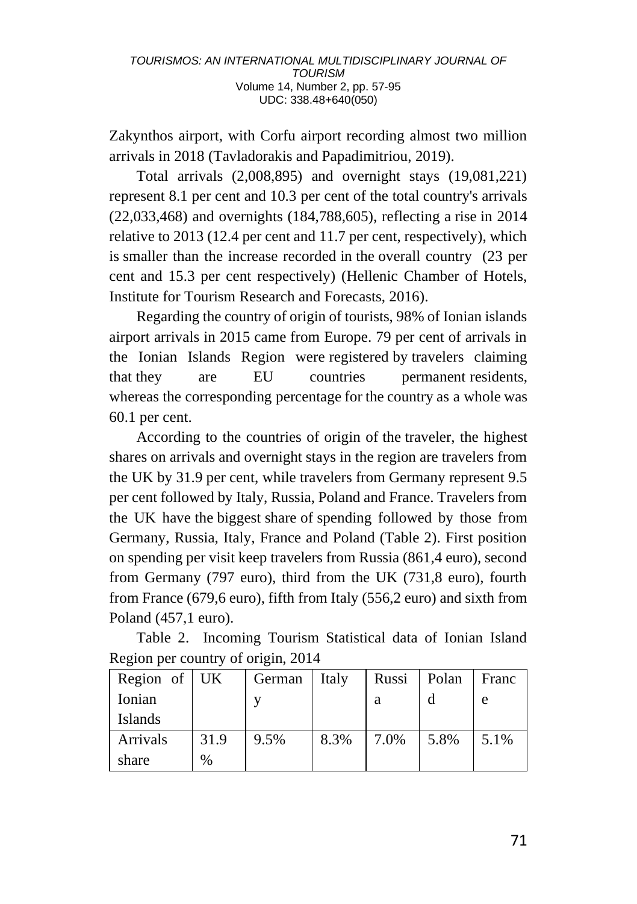Zakynthos airport, with Corfu airport recording almost two million arrivals in 2018 (Tavladorakis and Papadimitriou, 2019).

Total arrivals (2,008,895) and overnight stays (19,081,221) represent 8.1 per cent and 10.3 per cent of the total country's arrivals (22,033,468) and overnights (184,788,605), reflecting a rise in 2014 relative to 2013 (12.4 per cent and 11.7 per cent, respectively), which is smaller than the increase recorded in the overall country (23 per cent and 15.3 per cent respectively) (Hellenic Chamber of Hotels, Institute for Tourism Research and Forecasts, 2016).

Regarding the country of origin of tourists, 98% of Ionian islands airport arrivals in 2015 came from Europe. 79 per cent of arrivals in the Ionian Islands Region were registered by travelers claiming that they are EU countries permanent residents, whereas the corresponding percentage for the country as a whole was 60.1 per cent.

According to the countries of origin of the traveler, the highest shares on arrivals and overnight stays in the region are travelers from the UK by 31.9 per cent, while travelers from Germany represent 9.5 per cent followed by Italy, Russia, Poland and France. Travelers from the UK have the biggest share of spending followed by those from Germany, Russia, Italy, France and Poland (Table 2). First position on spending per visit keep travelers from Russia (861,4 euro), second from Germany (797 euro), third from the UK (731,8 euro), fourth from France (679,6 euro), fifth from Italy (556,2 euro) and sixth from Poland (457,1 euro).

Table 2. Incoming Tourism Statistical data of Ionian Island Region per country of origin, 2014

| Region of Ionian Islands | UK | Germany | Italy | Russia | Poland | France |
|---|---|---|---|---|---|---|
| Arrivals share | 31.9% | 9.5% | 8.3% | 7.0% | 5.8% | 5.1% |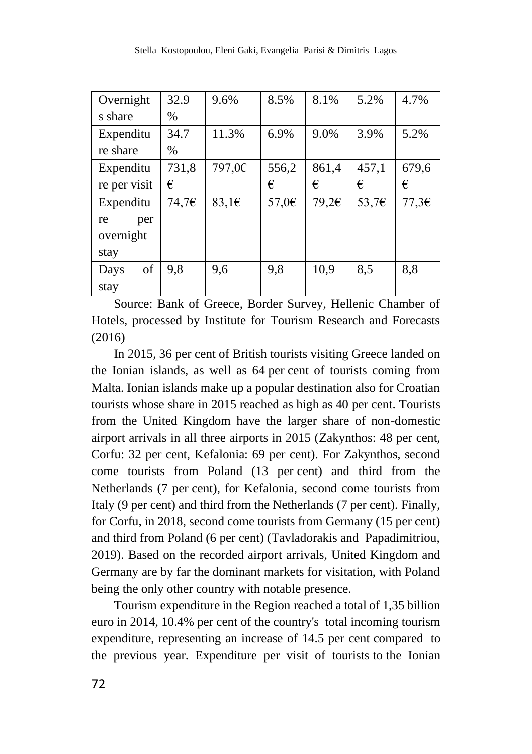| | | | | | | |
|---|---|---|---|---|---|---|
| Overnights share | 32.9 % | 9.6% | 8.5% | 8.1% | 5.2% | 4.7% |
| Expenditure share | 34.7 % | 11.3% | 6.9% | 9.0% | 3.9% | 5.2% |
| Expenditure per visit | 731,8 € | 797,0€ | 556,2 € | 861,4 € | 457,1 € | 679,6 € |
| Expenditure per overnight stay | 74,7€ | 83,1€ | 57,0€ | 79,2€ | 53,7€ | 77,3€ |
| Days of stay | 9,8 | 9,6 | 9,8 | 10,9 | 8,5 | 8,8 |

Source: Bank of Greece, Border Survey, Hellenic Chamber of Hotels, processed by Institute for Tourism Research and Forecasts (2016)

In 2015, 36 per cent of British tourists visiting Greece landed on the Ionian islands, as well as 64 per cent of tourists coming from Malta. Ionian islands make up a popular destination also for Croatian tourists whose share in 2015 reached as high as 40 per cent. Tourists from the United Kingdom have the larger share of non-domestic airport arrivals in all three airports in 2015 (Zakynthos: 48 per cent, Corfu: 32 per cent, Kefalonia: 69 per cent). For Zakynthos, second come tourists from Poland (13 per cent) and third from the Netherlands (7 per cent), for Kefalonia, second come tourists from Italy (9 per cent) and third from the Netherlands (7 per cent). Finally, for Corfu, in 2018, second come tourists from Germany (15 per cent) and third from Poland (6 per cent) (Tavladorakis and Papadimitriou, 2019). Based on the recorded airport arrivals, United Kingdom and Germany are by far the dominant markets for visitation, with Poland being the only other country with notable presence.

Tourism expenditure in the Region reached a total of 1,35 billion euro in 2014, 10.4% per cent of the country's total incoming tourism expenditure, representing an increase of 14.5 per cent compared to the previous year. Expenditure per visit of tourists to the Ionian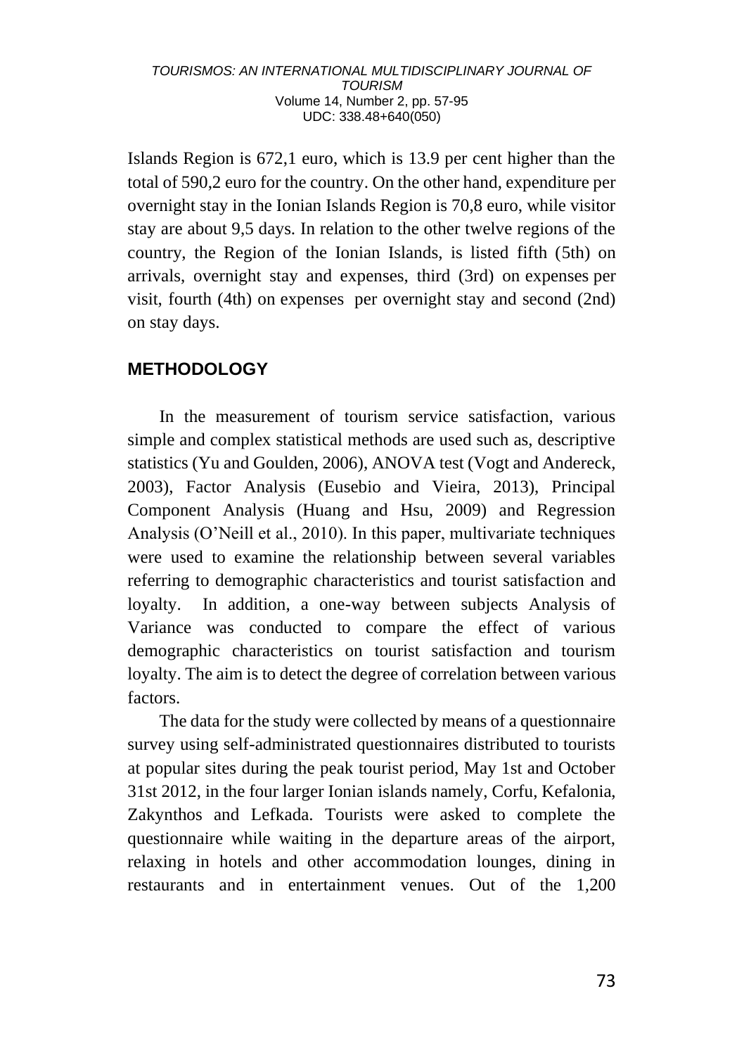Islands Region is 672,1 euro, which is 13.9 per cent higher than the total of 590,2 euro for the country. On the other hand, expenditure per overnight stay in the Ionian Islands Region is 70,8 euro, while visitor stay are about 9,5 days. In relation to the other twelve regions of the country, the Region of the Ionian Islands, is listed fifth (5th) on arrivals, overnight stay and expenses, third (3rd) on expenses per visit, fourth (4th) on expenses per overnight stay and second (2nd) on stay days.

## METHODOLOGY

In the measurement of tourism service satisfaction, various simple and complex statistical methods are used such as, descriptive statistics (Yu and Goulden, 2006), ANOVA test (Vogt and Andereck, 2003), Factor Analysis (Eusebio and Vieira, 2013), Principal Component Analysis (Huang and Hsu, 2009) and Regression Analysis (O'Neill et al., 2010). In this paper, multivariate techniques were used to examine the relationship between several variables referring to demographic characteristics and tourist satisfaction and loyalty. In addition, a one-way between subjects Analysis of Variance was conducted to compare the effect of various demographic characteristics on tourist satisfaction and tourism loyalty. The aim is to detect the degree of correlation between various factors.

The data for the study were collected by means of a questionnaire survey using self-administrated questionnaires distributed to tourists at popular sites during the peak tourist period, May 1st and October 31st 2012, in the four larger Ionian islands namely, Corfu, Kefalonia, Zakynthos and Lefkada. Tourists were asked to complete the questionnaire while waiting in the departure areas of the airport, relaxing in hotels and other accommodation lounges, dining in restaurants and in entertainment venues. Out of the 1,200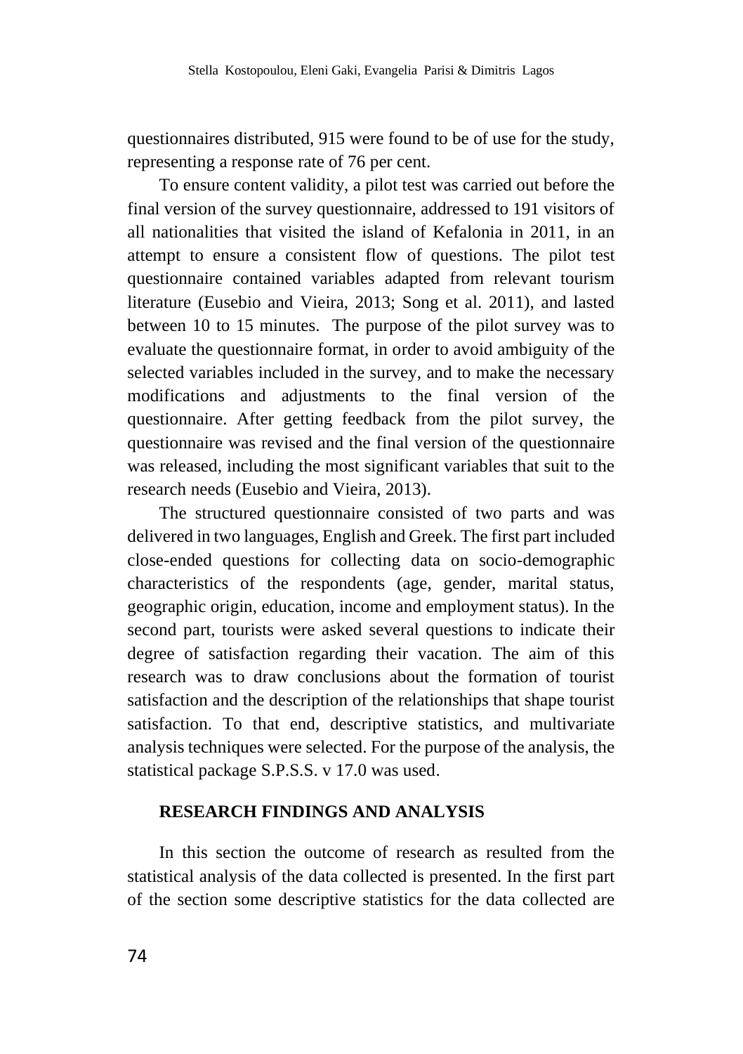questionnaires distributed, 915 were found to be of use for the study, representing a response rate of 76 per cent.

To ensure content validity, a pilot test was carried out before the final version of the survey questionnaire, addressed to 191 visitors of all nationalities that visited the island of Kefalonia in 2011, in an attempt to ensure a consistent flow of questions. The pilot test questionnaire contained variables adapted from relevant tourism literature (Eusebio and Vieira, 2013; Song et al. 2011), and lasted between 10 to 15 minutes. The purpose of the pilot survey was to evaluate the questionnaire format, in order to avoid ambiguity of the selected variables included in the survey, and to make the necessary modifications and adjustments to the final version of the questionnaire. After getting feedback from the pilot survey, the questionnaire was revised and the final version of the questionnaire was released, including the most significant variables that suit to the research needs (Eusebio and Vieira, 2013).

The structured questionnaire consisted of two parts and was delivered in two languages, English and Greek. The first part included close-ended questions for collecting data on socio-demographic characteristics of the respondents (age, gender, marital status, geographic origin, education, income and employment status). In the second part, tourists were asked several questions to indicate their degree of satisfaction regarding their vacation. The aim of this research was to draw conclusions about the formation of tourist satisfaction and the description of the relationships that shape tourist satisfaction. To that end, descriptive statistics, and multivariate analysis techniques were selected. For the purpose of the analysis, the statistical package S.P.S.S. v 17.0 was used.

## RESEARCH FINDINGS AND ANALYSIS

In this section the outcome of research as resulted from the statistical analysis of the data collected is presented. In the first part of the section some descriptive statistics for the data collected are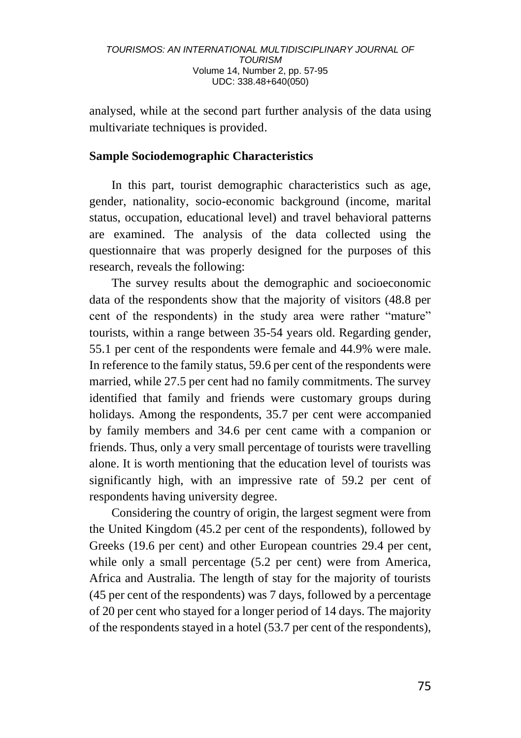analysed, while at the second part further analysis of the data using multivariate techniques is provided.

## Sample Sociodemographic Characteristics

In this part, tourist demographic characteristics such as age, gender, nationality, socio-economic background (income, marital status, occupation, educational level) and travel behavioral patterns are examined. The analysis of the data collected using the questionnaire that was properly designed for the purposes of this research, reveals the following:

The survey results about the demographic and socioeconomic data of the respondents show that the majority of visitors (48.8 per cent of the respondents) in the study area were rather "mature" tourists, within a range between 35-54 years old. Regarding gender, 55.1 per cent of the respondents were female and 44.9% were male. In reference to the family status, 59.6 per cent of the respondents were married, while 27.5 per cent had no family commitments. The survey identified that family and friends were customary groups during holidays. Among the respondents, 35.7 per cent were accompanied by family members and 34.6 per cent came with a companion or friends. Thus, only a very small percentage of tourists were travelling alone. It is worth mentioning that the education level of tourists was significantly high, with an impressive rate of 59.2 per cent of respondents having university degree.

Considering the country of origin, the largest segment were from the United Kingdom (45.2 per cent of the respondents), followed by Greeks (19.6 per cent) and other European countries 29.4 per cent, while only a small percentage (5.2 per cent) were from America, Africa and Australia. The length of stay for the majority of tourists (45 per cent of the respondents) was 7 days, followed by a percentage of 20 per cent who stayed for a longer period of 14 days. The majority of the respondents stayed in a hotel (53.7 per cent of the respondents),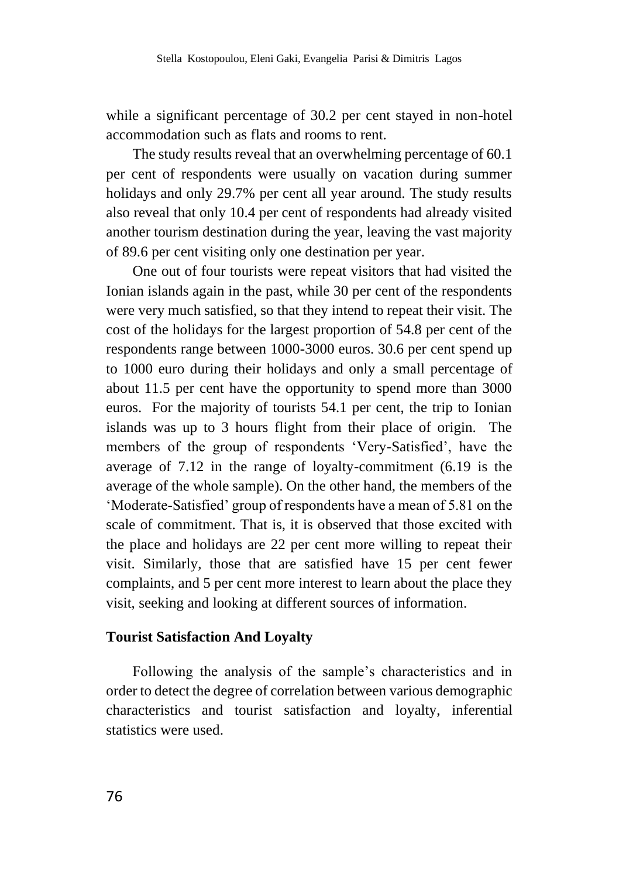while a significant percentage of 30.2 per cent stayed in non-hotel accommodation such as flats and rooms to rent.

The study results reveal that an overwhelming percentage of 60.1 per cent of respondents were usually on vacation during summer holidays and only 29.7% per cent all year around. The study results also reveal that only 10.4 per cent of respondents had already visited another tourism destination during the year, leaving the vast majority of 89.6 per cent visiting only one destination per year.

One out of four tourists were repeat visitors that had visited the Ionian islands again in the past, while 30 per cent of the respondents were very much satisfied, so that they intend to repeat their visit. The cost of the holidays for the largest proportion of 54.8 per cent of the respondents range between 1000-3000 euros. 30.6 per cent spend up to 1000 euro during their holidays and only a small percentage of about 11.5 per cent have the opportunity to spend more than 3000 euros. For the majority of tourists 54.1 per cent, the trip to Ionian islands was up to 3 hours flight from their place of origin. The members of the group of respondents 'Very-Satisfied', have the average of 7.12 in the range of loyalty-commitment (6.19 is the average of the whole sample). On the other hand, the members of the 'Moderate-Satisfied' group of respondents have a mean of 5.81 on the scale of commitment. That is, it is observed that those excited with the place and holidays are 22 per cent more willing to repeat their visit. Similarly, those that are satisfied have 15 per cent fewer complaints, and 5 per cent more interest to learn about the place they visit, seeking and looking at different sources of information.

## Tourist Satisfaction And Loyalty

Following the analysis of the sample's characteristics and in order to detect the degree of correlation between various demographic characteristics and tourist satisfaction and loyalty, inferential statistics were used.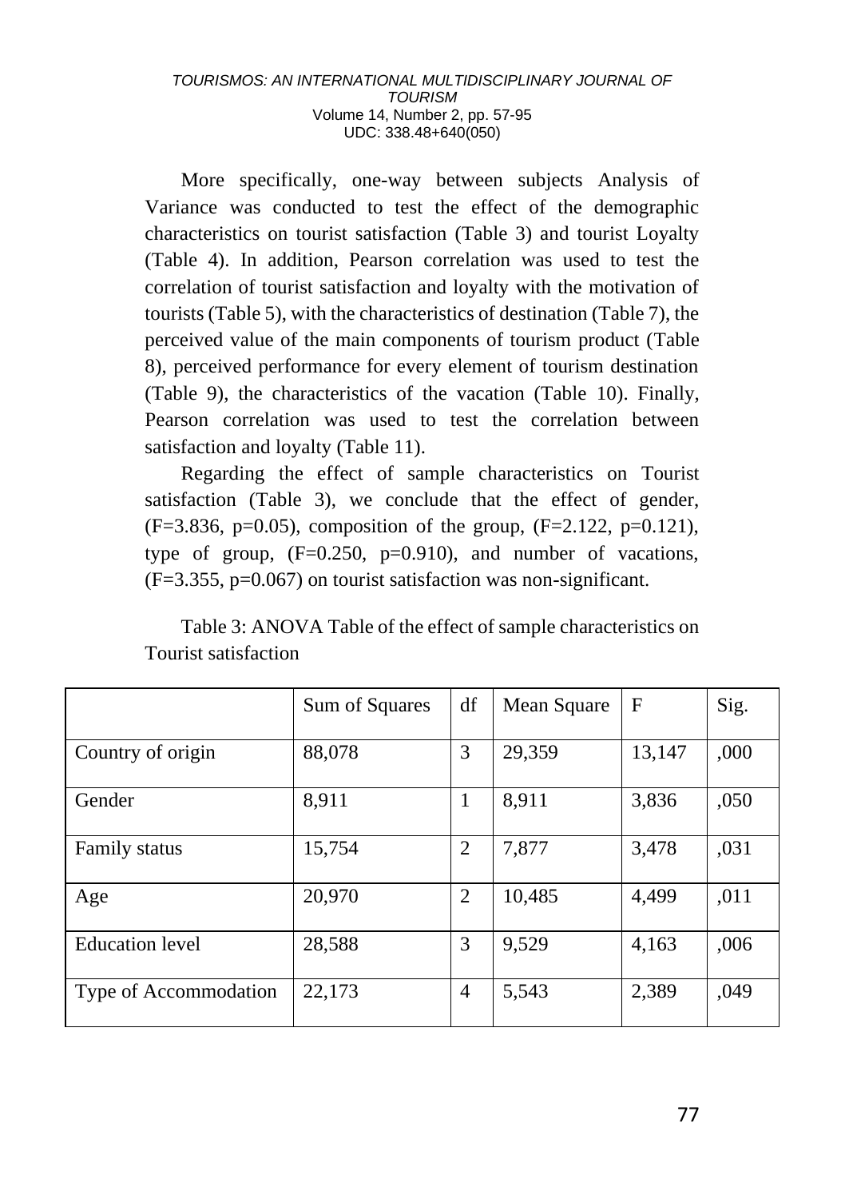More specifically, one-way between subjects Analysis of Variance was conducted to test the effect of the demographic characteristics on tourist satisfaction (Table 3) and tourist Loyalty (Table 4). In addition, Pearson correlation was used to test the correlation of tourist satisfaction and loyalty with the motivation of tourists (Table 5), with the characteristics of destination (Table 7), the perceived value of the main components of tourism product (Table 8), perceived performance for every element of tourism destination (Table 9), the characteristics of the vacation (Table 10). Finally, Pearson correlation was used to test the correlation between satisfaction and loyalty (Table 11).

Regarding the effect of sample characteristics on Tourist satisfaction (Table 3), we conclude that the effect of gender, ($F=3.836$, $p=0.05$), composition of the group, ($F=2.122$, $p=0.121$), type of group, ($F=0.250$, $p=0.910$), and number of vacations, ($F=3.355$, $p=0.067$) on tourist satisfaction was non-significant.

Table 3: ANOVA Table of the effect of sample characteristics on Tourist satisfaction

| | Sum of Squares | df | Mean Square | F | Sig. |
|---|---|---|---|---|---|
| Country of origin | 88,078 | 3 | 29,359 | 13,147 | ,000 |
| Gender | 8,911 | 1 | 8,911 | 3,836 | ,050 |
| Family status | 15,754 | 2 | 7,877 | 3,478 | ,031 |
| Age | 20,970 | 2 | 10,485 | 4,499 | ,011 |
| Education level | 28,588 | 3 | 9,529 | 4,163 | ,006 |
| Type of Accommodation | 22,173 | 4 | 5,543 | 2,389 | ,049 |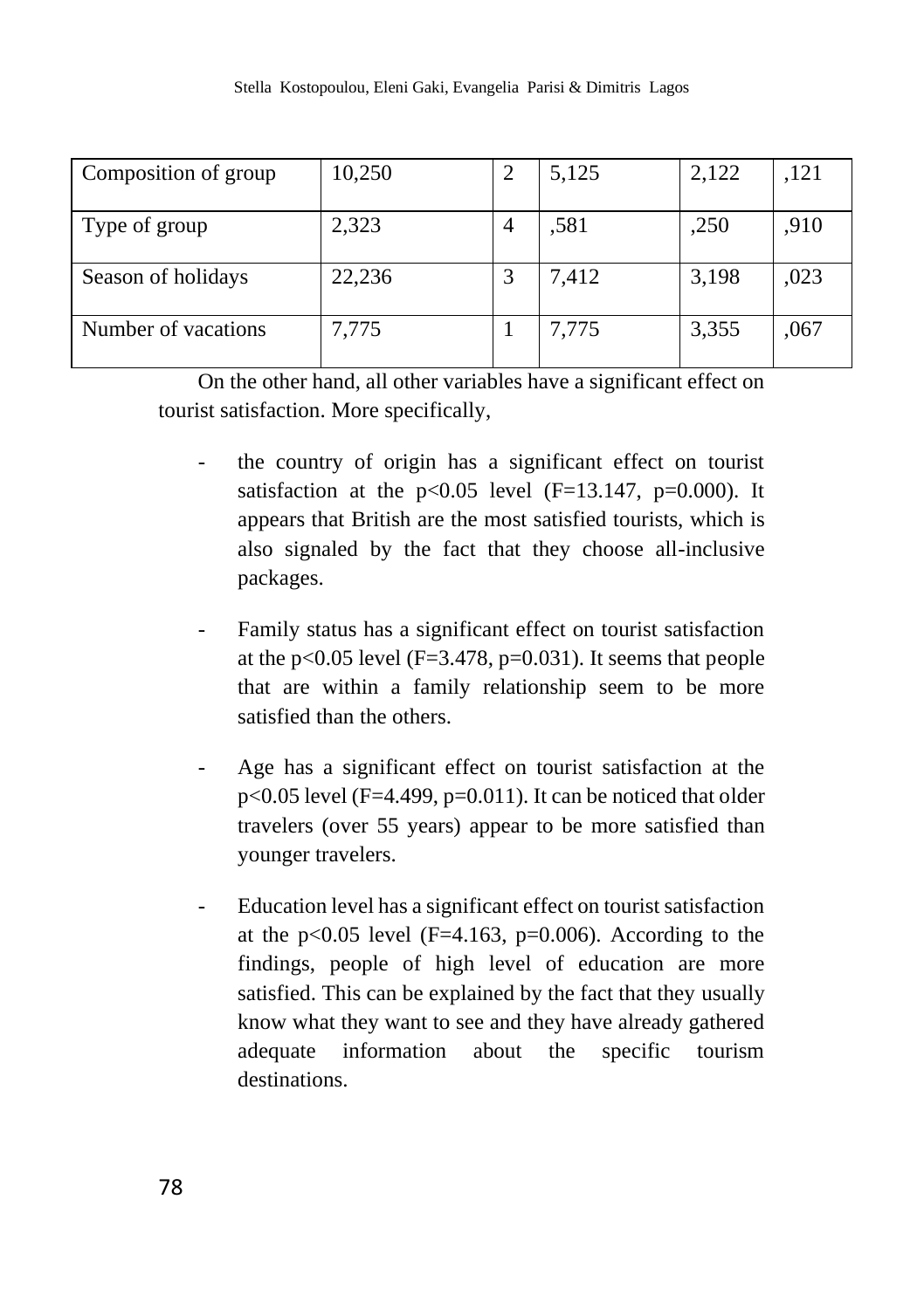| Composition of group | 10,250 | 2 | 5,125 | 2,122 | ,121 |
|---|---|---|---|---|---|
| Type of group | 2,323 | 4 | ,581 | ,250 | ,910 |
| Season of holidays | 22,236 | 3 | 7,412 | 3,198 | ,023 |
| Number of vacations | 7,775 | 1 | 7,775 | 3,355 | ,067 |

On the other hand, all other variables have a significant effect on tourist satisfaction. More specifically,

- the country of origin has a significant effect on tourist satisfaction at the $p<0.05$ level ($F=13.147$, $p=0.000$). It appears that British are the most satisfied tourists, which is also signaled by the fact that they choose all-inclusive packages.

- Family status has a significant effect on tourist satisfaction at the $p<0.05$ level ($F=3.478$, $p=0.031$). It seems that people that are within a family relationship seem to be more satisfied than the others.

- Age has a significant effect on tourist satisfaction at the $p<0.05$ level ($F=4.499$, $p=0.011$). It can be noticed that older travelers (over 55 years) appear to be more satisfied than younger travelers.

- Education level has a significant effect on tourist satisfaction at the $p<0.05$ level ($F=4.163$, $p=0.006$). According to the findings, people of high level of education are more satisfied. This can be explained by the fact that they usually know what they want to see and they have already gathered adequate information about the specific tourism destinations.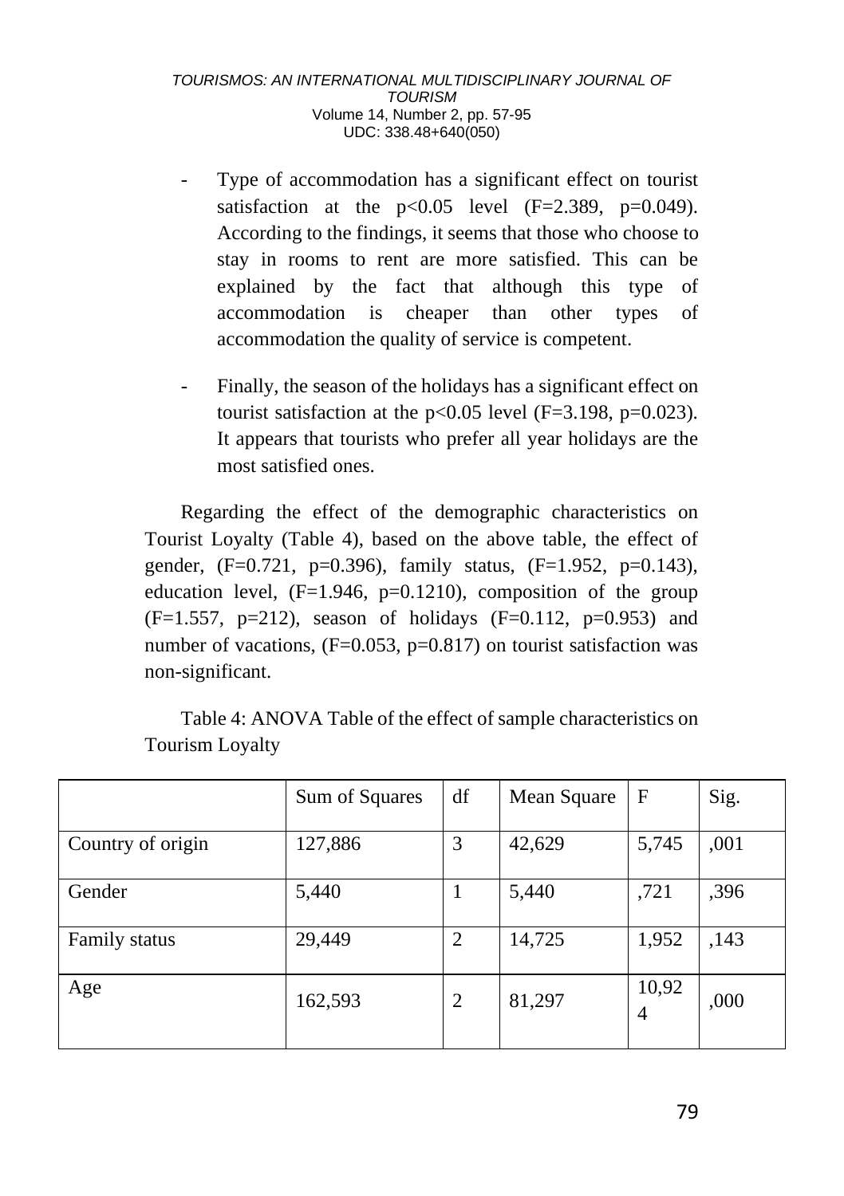- Type of accommodation has a significant effect on tourist satisfaction at the $p<0.05$ level ($F=2.389$, $p=0.049$). According to the findings, it seems that those who choose to stay in rooms to rent are more satisfied. This can be explained by the fact that although this type of accommodation is cheaper than other types of accommodation the quality of service is competent.

- Finally, the season of the holidays has a significant effect on tourist satisfaction at the $p<0.05$ level ($F=3.198$, $p=0.023$). It appears that tourists who prefer all year holidays are the most satisfied ones.

Regarding the effect of the demographic characteristics on Tourist Loyalty (Table 4), based on the above table, the effect of gender, ($F=0.721$, $p=0.396$), family status, ($F=1.952$, $p=0.143$), education level, ($F=1.946$, $p=0.1210$), composition of the group ($F=1.557$, $p=212$), season of holidays ($F=0.112$, $p=0.953$) and number of vacations, ($F=0.053$, $p=0.817$) on tourist satisfaction was non-significant.

Table 4: ANOVA Table of the effect of sample characteristics on Tourism Loyalty

| | Sum of Squares | df | Mean Square | F | Sig. |
|---|---|---|---|---|---|
| Country of origin | 127,886 | 3 | 42,629 | 5,745 | ,001 |
| Gender | 5,440 | 1 | 5,440 | ,721 | ,396 |
| Family status | 29,449 | 2 | 14,725 | 1,952 | ,143 |
| Age | 162,593 | 2 | 81,297 | 10,924 | ,000 |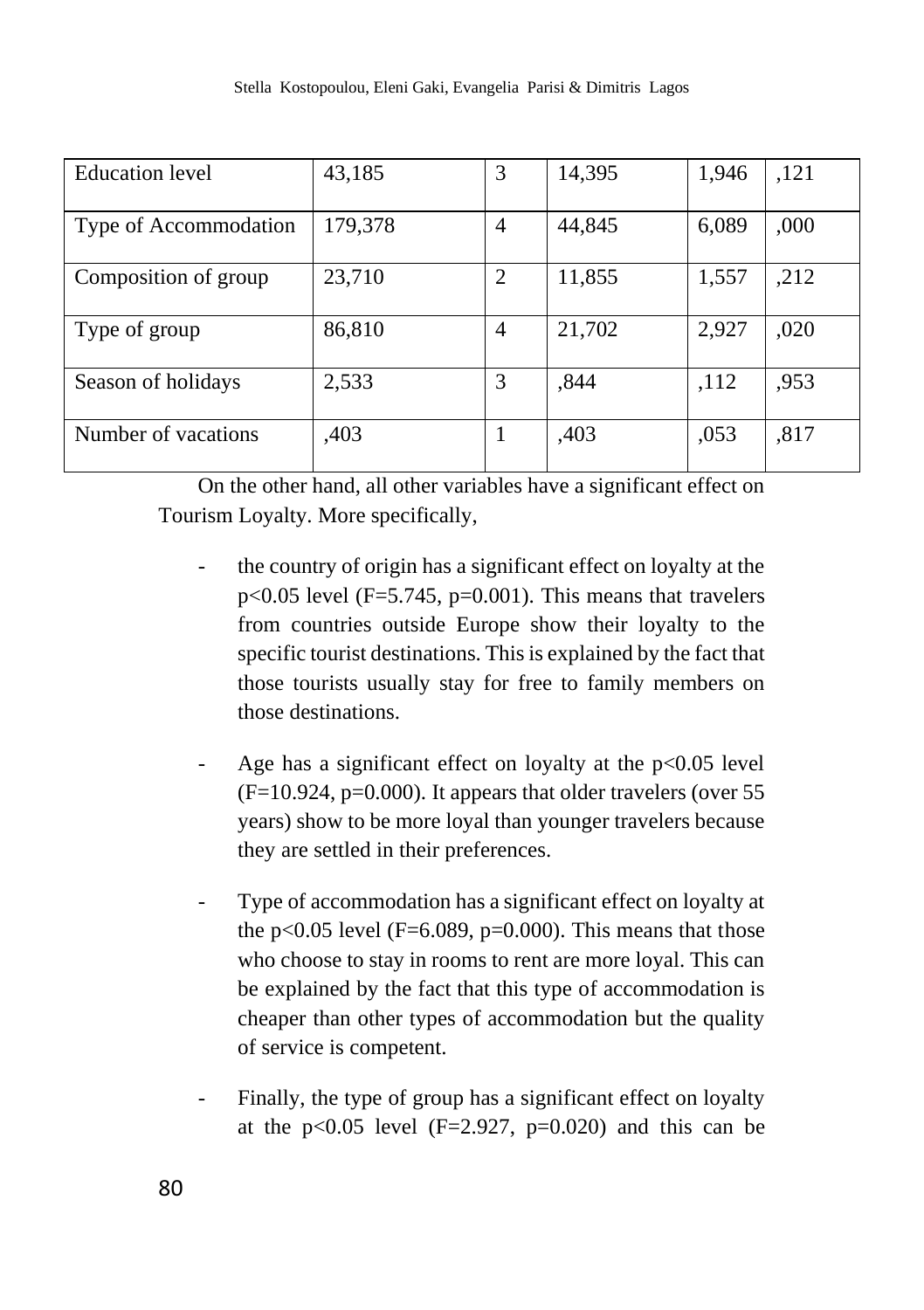| | | | | | |
|---|---|---|---|---|---|
| Education level | 43,185 | 3 | 14,395 | 1,946 | ,121 |
| Type of Accommodation | 179,378 | 4 | 44,845 | 6,089 | ,000 |
| Composition of group | 23,710 | 2 | 11,855 | 1,557 | ,212 |
| Type of group | 86,810 | 4 | 21,702 | 2,927 | ,020 |
| Season of holidays | 2,533 | 3 | ,844 | ,112 | ,953 |
| Number of vacations | ,403 | 1 | ,403 | ,053 | ,817 |

On the other hand, all other variables have a significant effect on Tourism Loyalty. More specifically,

- the country of origin has a significant effect on loyalty at the $p<0.05$ level ($F=5.745$, $p=0.001$). This means that travelers from countries outside Europe show their loyalty to the specific tourist destinations. This is explained by the fact that those tourists usually stay for free to family members on those destinations.
- Age has a significant effect on loyalty at the $p<0.05$ level ($F=10.924$, $p=0.000$). It appears that older travelers (over 55 years) show to be more loyal than younger travelers because they are settled in their preferences.
- Type of accommodation has a significant effect on loyalty at the $p<0.05$ level ($F=6.089$, $p=0.000$). This means that those who choose to stay in rooms to rent are more loyal. This can be explained by the fact that this type of accommodation is cheaper than other types of accommodation but the quality of service is competent.
- Finally, the type of group has a significant effect on loyalty at the $p<0.05$ level ($F=2.927$, $p=0.020$) and this can be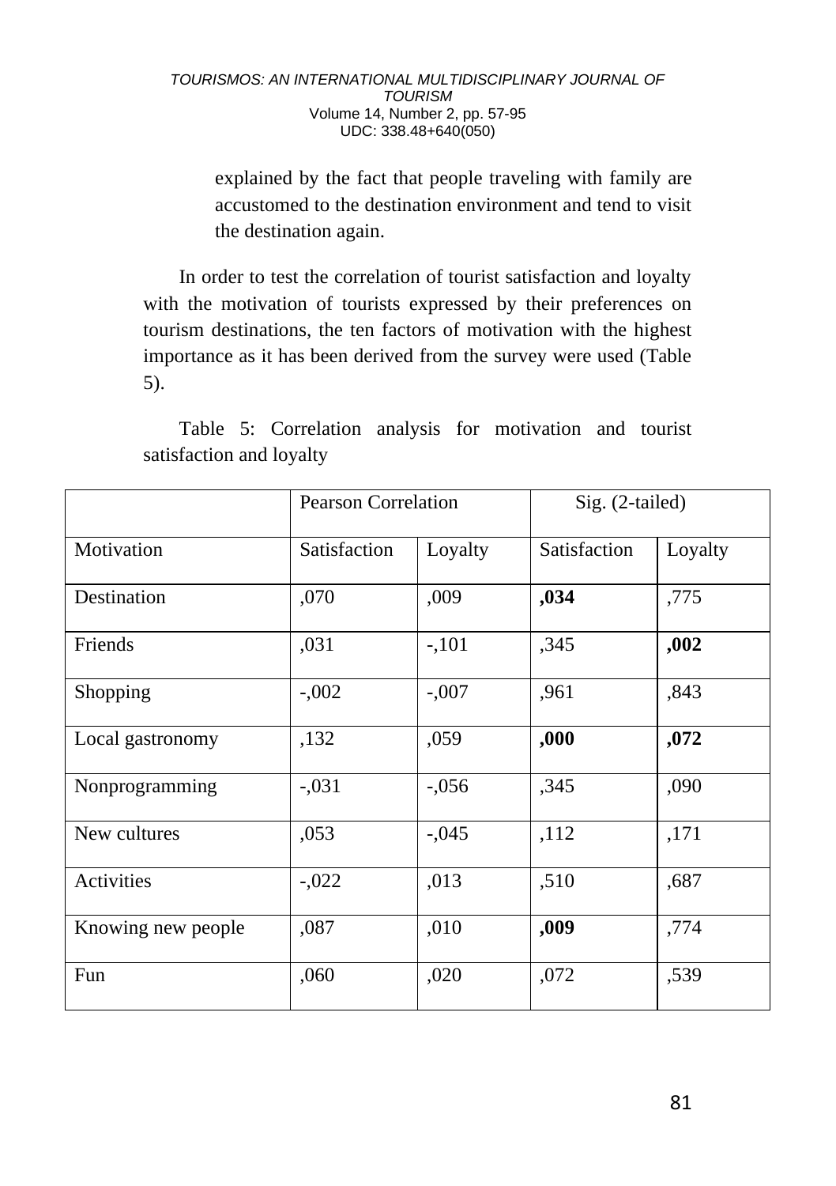explained by the fact that people traveling with family are accustomed to the destination environment and tend to visit the destination again.

In order to test the correlation of tourist satisfaction and loyalty with the motivation of tourists expressed by their preferences on tourism destinations, the ten factors of motivation with the highest importance as it has been derived from the survey were used (Table 5).

Table 5: Correlation analysis for motivation and tourist satisfaction and loyalty

| | Pearson Correlation | | Sig. (2-tailed) | |
|---|---|---|---|---|
| Motivation | Satisfaction | Loyalty | Satisfaction | Loyalty |
| Destination | ,070 | ,009 | **,034** | ,775 |
| Friends | ,031 | -,101 | ,345 | **,002** |
| Shopping | -,002 | -,007 | ,961 | ,843 |
| Local gastronomy | ,132 | ,059 | **,000** | **,072** |
| Nonprogramming | -,031 | -,056 | ,345 | ,090 |
| New cultures | ,053 | -,045 | ,112 | ,171 |
| Activities | -,022 | ,013 | ,510 | ,687 |
| Knowing new people | ,087 | ,010 | **,009** | ,774 |
| Fun | ,060 | ,020 | ,072 | ,539 |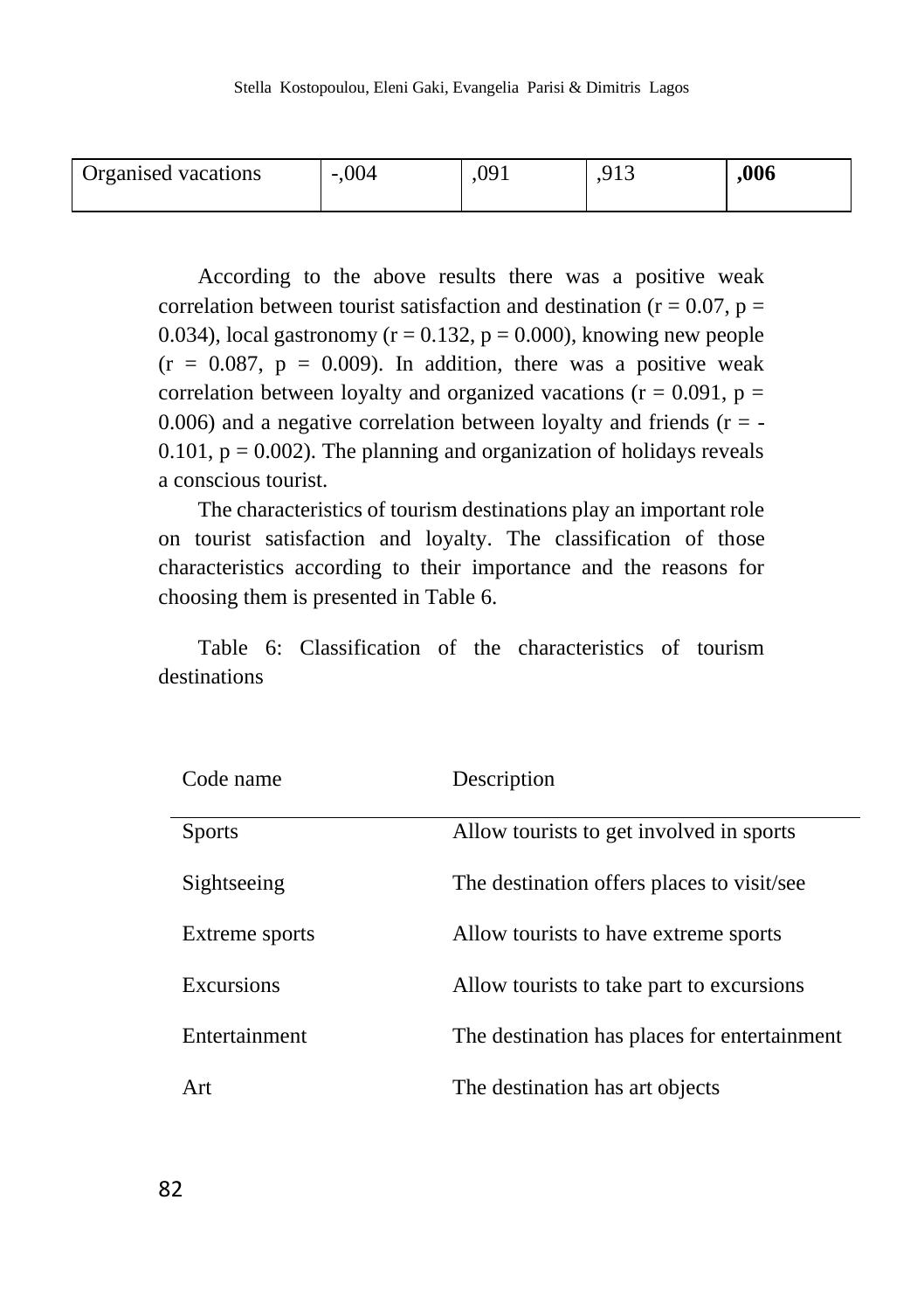| Organised vacations | -,004 | ,091 | ,913 | **,006** |
|---|---|---|---|---|

According to the above results there was a positive weak correlation between tourist satisfaction and destination ($r = 0.07$, $p = 0.034$), local gastronomy ($r = 0.132$, $p = 0.000$), knowing new people ($r = 0.087$, $p = 0.009$). In addition, there was a positive weak correlation between loyalty and organized vacations ($r = 0.091$, $p = 0.006$) and a negative correlation between loyalty and friends ($r = -0.101$, $p = 0.002$). The planning and organization of holidays reveals a conscious tourist.

The characteristics of tourism destinations play an important role on tourist satisfaction and loyalty. The classification of those characteristics according to their importance and the reasons for choosing them is presented in Table 6.

Table 6: Classification of the characteristics of tourism destinations

| Code name | Description |
|---|---|
| Sports | Allow tourists to get involved in sports |
| Sightseeing | The destination offers places to visit/see |
| Extreme sports | Allow tourists to have extreme sports |
| Excursions | Allow tourists to take part to excursions |
| Entertainment | The destination has places for entertainment |
| Art | The destination has art objects |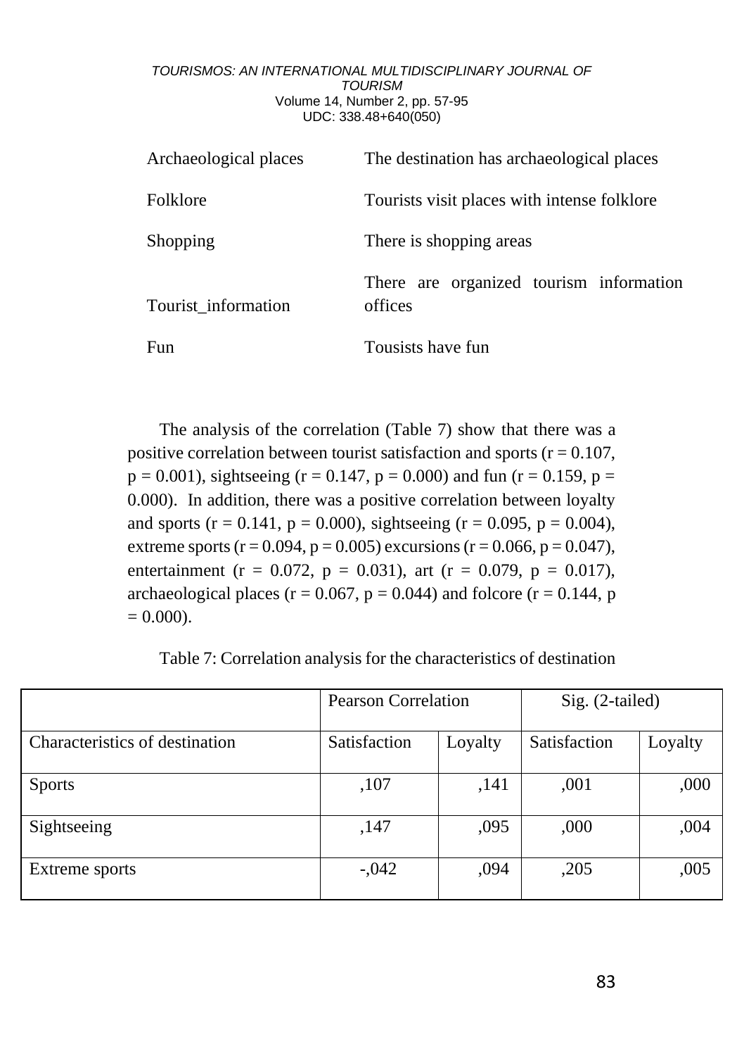| | |
|---|---|
| Archaeological places | The destination has archaeological places |
| Folklore | Tourists visit places with intense folklore |
| Shopping | There is shopping areas |
| Tourist_information | There are organized tourism information offices |
| Fun | Tousists have fun |

The analysis of the correlation (Table 7) show that there was a positive correlation between tourist satisfaction and sports (r = 0.107, p = 0.001), sightseeing (r = 0.147, p = 0.000) and fun (r = 0.159, p = 0.000). In addition, there was a positive correlation between loyalty and sports (r = 0.141, p = 0.000), sightseeing (r = 0.095, p = 0.004), extreme sports (r = 0.094, p = 0.005) excursions (r = 0.066, p = 0.047), entertainment (r = 0.072, p = 0.031), art (r = 0.079, p = 0.017), archaeological places (r = 0.067, p = 0.044) and folcore (r = 0.144, p = 0.000).

Table 7: Correlation analysis for the characteristics of destination

| | Pearson Correlation | | Sig. (2-tailed) | |
|---|---|---|---|---|
| Characteristics of destination | Satisfaction | Loyalty | Satisfaction | Loyalty |
| Sports | ,107 | ,141 | ,001 | ,000 |
| Sightseeing | ,147 | ,095 | ,000 | ,004 |
| Extreme sports | -,042 | ,094 | ,205 | ,005 |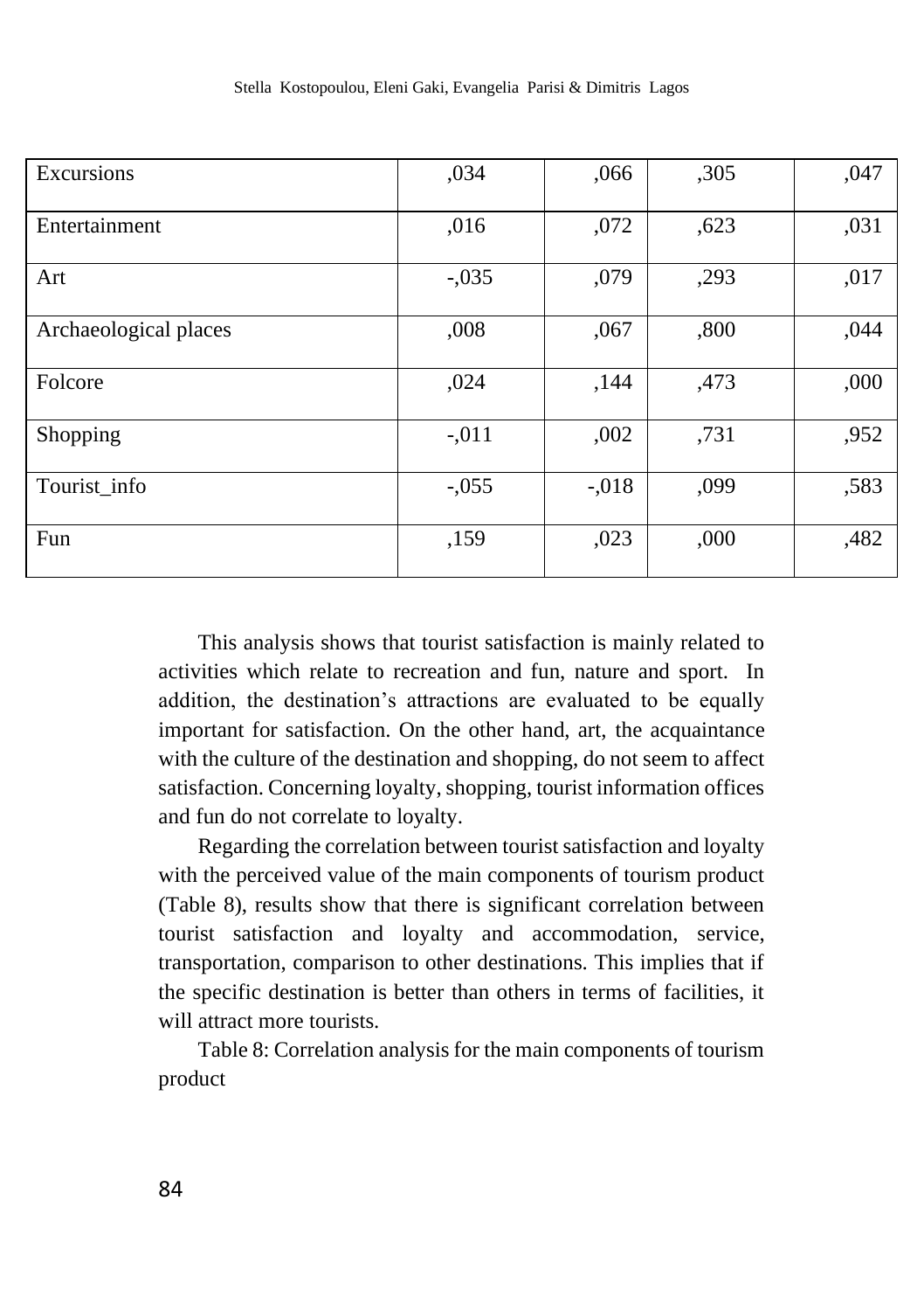| | | | | |
|---|---|---|---|---|
| Excursions | ,034 | ,066 | ,305 | ,047 |
| Entertainment | ,016 | ,072 | ,623 | ,031 |
| Art | -,035 | ,079 | ,293 | ,017 |
| Archaeological places | ,008 | ,067 | ,800 | ,044 |
| Folcore | ,024 | ,144 | ,473 | ,000 |
| Shopping | -,011 | ,002 | ,731 | ,952 |
| Tourist_info | -,055 | -,018 | ,099 | ,583 |
| Fun | ,159 | ,023 | ,000 | ,482 |

This analysis shows that tourist satisfaction is mainly related to activities which relate to recreation and fun, nature and sport. In addition, the destination's attractions are evaluated to be equally important for satisfaction. On the other hand, art, the acquaintance with the culture of the destination and shopping, do not seem to affect satisfaction. Concerning loyalty, shopping, tourist information offices and fun do not correlate to loyalty.

Regarding the correlation between tourist satisfaction and loyalty with the perceived value of the main components of tourism product (Table 8), results show that there is significant correlation between tourist satisfaction and loyalty and accommodation, service, transportation, comparison to other destinations. This implies that if the specific destination is better than others in terms of facilities, it will attract more tourists.

Table 8: Correlation analysis for the main components of tourism product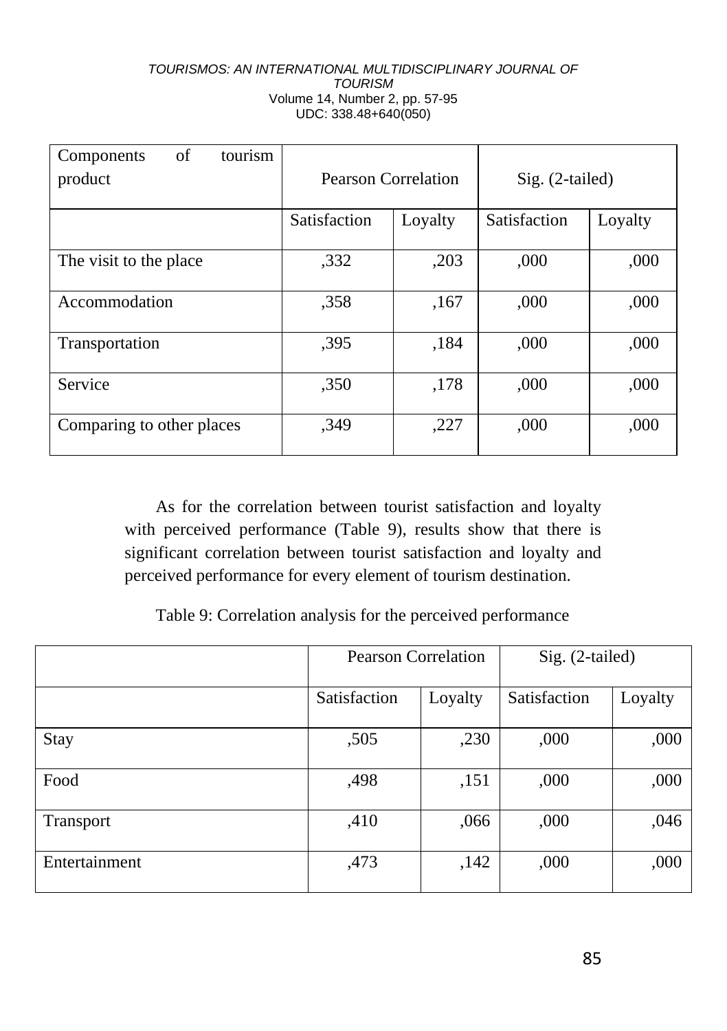| Components of tourism product | Pearson Correlation | | Sig. (2-tailed) | |
|---|---|---|---|---|
| | Satisfaction | Loyalty | Satisfaction | Loyalty |
| The visit to the place | ,332 | ,203 | ,000 | ,000 |
| Accommodation | ,358 | ,167 | ,000 | ,000 |
| Transportation | ,395 | ,184 | ,000 | ,000 |
| Service | ,350 | ,178 | ,000 | ,000 |
| Comparing to other places | ,349 | ,227 | ,000 | ,000 |

As for the correlation between tourist satisfaction and loyalty with perceived performance (Table 9), results show that there is significant correlation between tourist satisfaction and loyalty and perceived performance for every element of tourism destination.

Table 9: Correlation analysis for the perceived performance

| | Pearson Correlation | | Sig. (2-tailed) | |
|---|---|---|---|---|
| | Satisfaction | Loyalty | Satisfaction | Loyalty |
| Stay | ,505 | ,230 | ,000 | ,000 |
| Food | ,498 | ,151 | ,000 | ,000 |
| Transport | ,410 | ,066 | ,000 | ,046 |
| Entertainment | ,473 | ,142 | ,000 | ,000 |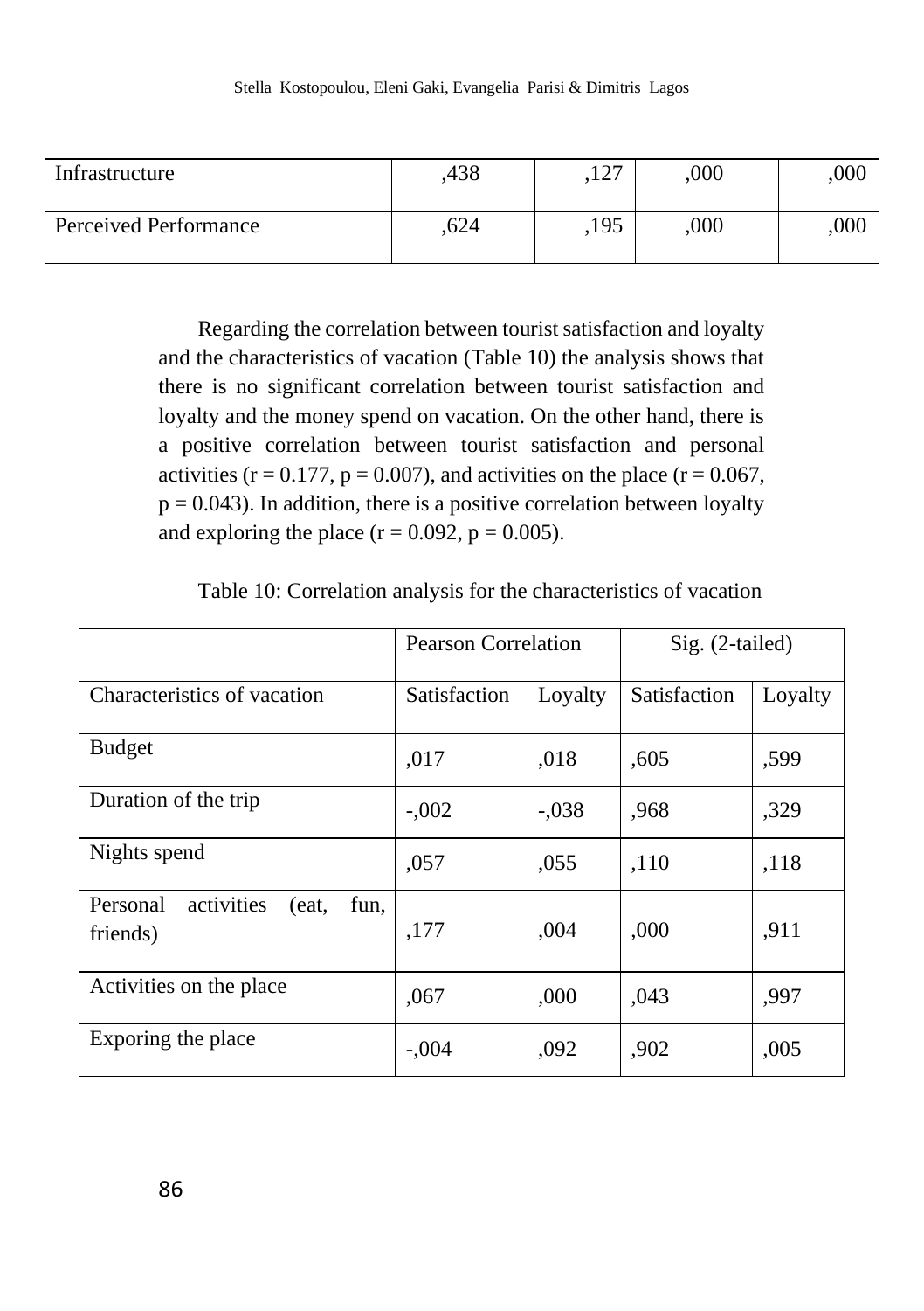| Infrastructure | ,438 | ,127 | ,000 | ,000 |
|---|---|---|---|---|
| Perceived Performance | ,624 | ,195 | ,000 | ,000 |

Regarding the correlation between tourist satisfaction and loyalty and the characteristics of vacation (Table 10) the analysis shows that there is no significant correlation between tourist satisfaction and loyalty and the money spend on vacation. On the other hand, there is a positive correlation between tourist satisfaction and personal activities ($r = 0.177$, $p = 0.007$), and activities on the place ($r = 0.067$, $p = 0.043$). In addition, there is a positive correlation between loyalty and exploring the place ($r = 0.092$, $p = 0.005$).

Table 10: Correlation analysis for the characteristics of vacation

| | Pearson Correlation | | Sig. (2-tailed) | |
|---|---|---|---|---|
| Characteristics of vacation | Satisfaction | Loyalty | Satisfaction | Loyalty |
| Budget | ,017 | ,018 | ,605 | ,599 |
| Duration of the trip | -,002 | -,038 | ,968 | ,329 |
| Nights spend | ,057 | ,055 | ,110 | ,118 |
| Personal activities (eat, fun, friends) | ,177 | ,004 | ,000 | ,911 |
| Activities on the place | ,067 | ,000 | ,043 | ,997 |
| Exporing the place | -,004 | ,092 | ,902 | ,005 |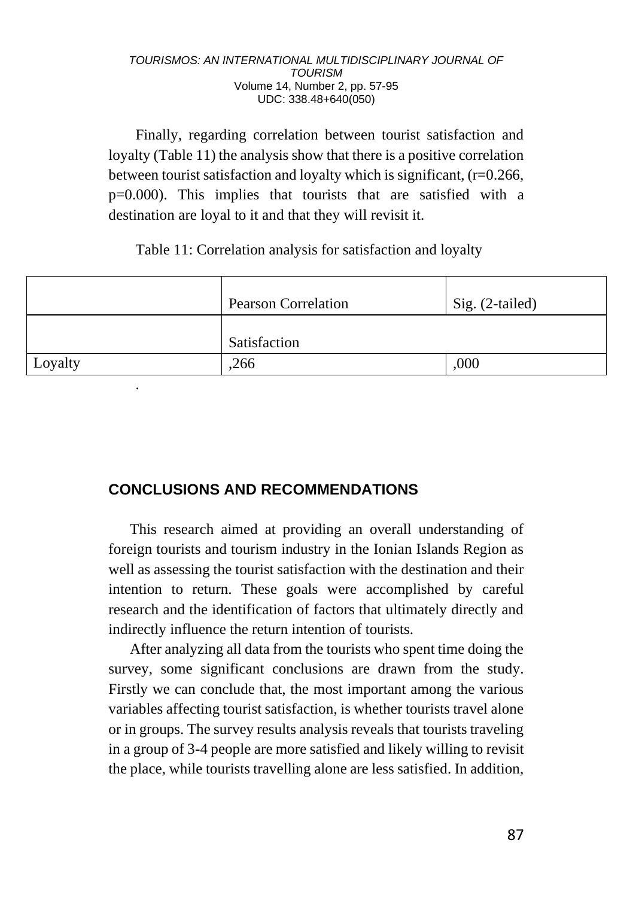Finally, regarding correlation between tourist satisfaction and loyalty (Table 11) the analysis show that there is a positive correlation between tourist satisfaction and loyalty which is significant, (r=0.266, p=0.000). This implies that tourists that are satisfied with a destination are loyal to it and that they will revisit it.

Table 11: Correlation analysis for satisfaction and loyalty

| | Pearson Correlation | Sig. (2-tailed) |
|---|---|---|
| | Satisfaction | |
| Loyalty | ,266 | ,000 |

.

## CONCLUSIONS AND RECOMMENDATIONS

This research aimed at providing an overall understanding of foreign tourists and tourism industry in the Ionian Islands Region as well as assessing the tourist satisfaction with the destination and their intention to return. These goals were accomplished by careful research and the identification of factors that ultimately directly and indirectly influence the return intention of tourists.

After analyzing all data from the tourists who spent time doing the survey, some significant conclusions are drawn from the study. Firstly we can conclude that, the most important among the various variables affecting tourist satisfaction, is whether tourists travel alone or in groups. The survey results analysis reveals that tourists traveling in a group of 3-4 people are more satisfied and likely willing to revisit the place, while tourists travelling alone are less satisfied. In addition,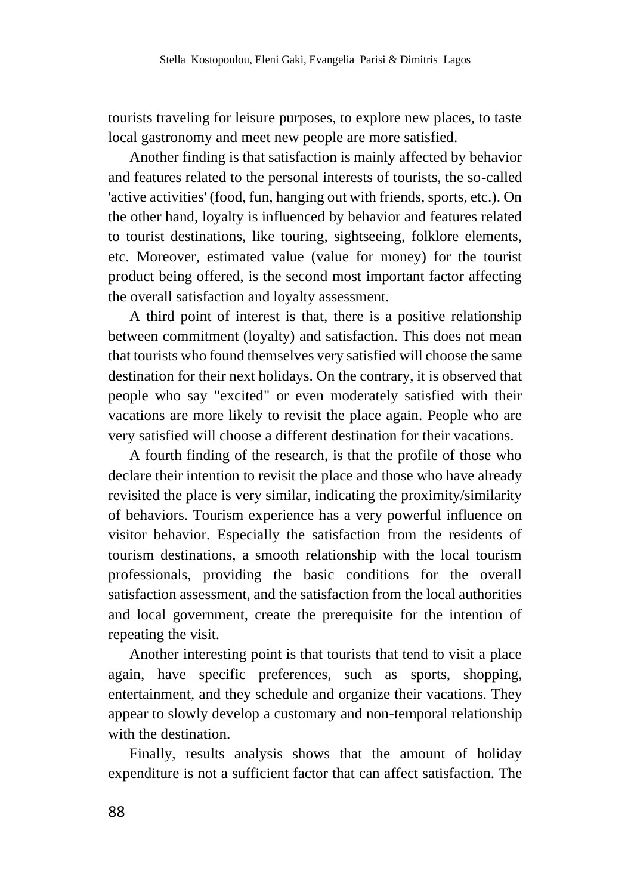tourists traveling for leisure purposes, to explore new places, to taste local gastronomy and meet new people are more satisfied.

Another finding is that satisfaction is mainly affected by behavior and features related to the personal interests of tourists, the so-called 'active activities' (food, fun, hanging out with friends, sports, etc.). On the other hand, loyalty is influenced by behavior and features related to tourist destinations, like touring, sightseeing, folklore elements, etc. Moreover, estimated value (value for money) for the tourist product being offered, is the second most important factor affecting the overall satisfaction and loyalty assessment.

A third point of interest is that, there is a positive relationship between commitment (loyalty) and satisfaction. This does not mean that tourists who found themselves very satisfied will choose the same destination for their next holidays. On the contrary, it is observed that people who say "excited" or even moderately satisfied with their vacations are more likely to revisit the place again. People who are very satisfied will choose a different destination for their vacations.

A fourth finding of the research, is that the profile of those who declare their intention to revisit the place and those who have already revisited the place is very similar, indicating the proximity/similarity of behaviors. Tourism experience has a very powerful influence on visitor behavior. Especially the satisfaction from the residents of tourism destinations, a smooth relationship with the local tourism professionals, providing the basic conditions for the overall satisfaction assessment, and the satisfaction from the local authorities and local government, create the prerequisite for the intention of repeating the visit.

Another interesting point is that tourists that tend to visit a place again, have specific preferences, such as sports, shopping, entertainment, and they schedule and organize their vacations. They appear to slowly develop a customary and non-temporal relationship with the destination.

Finally, results analysis shows that the amount of holiday expenditure is not a sufficient factor that can affect satisfaction. The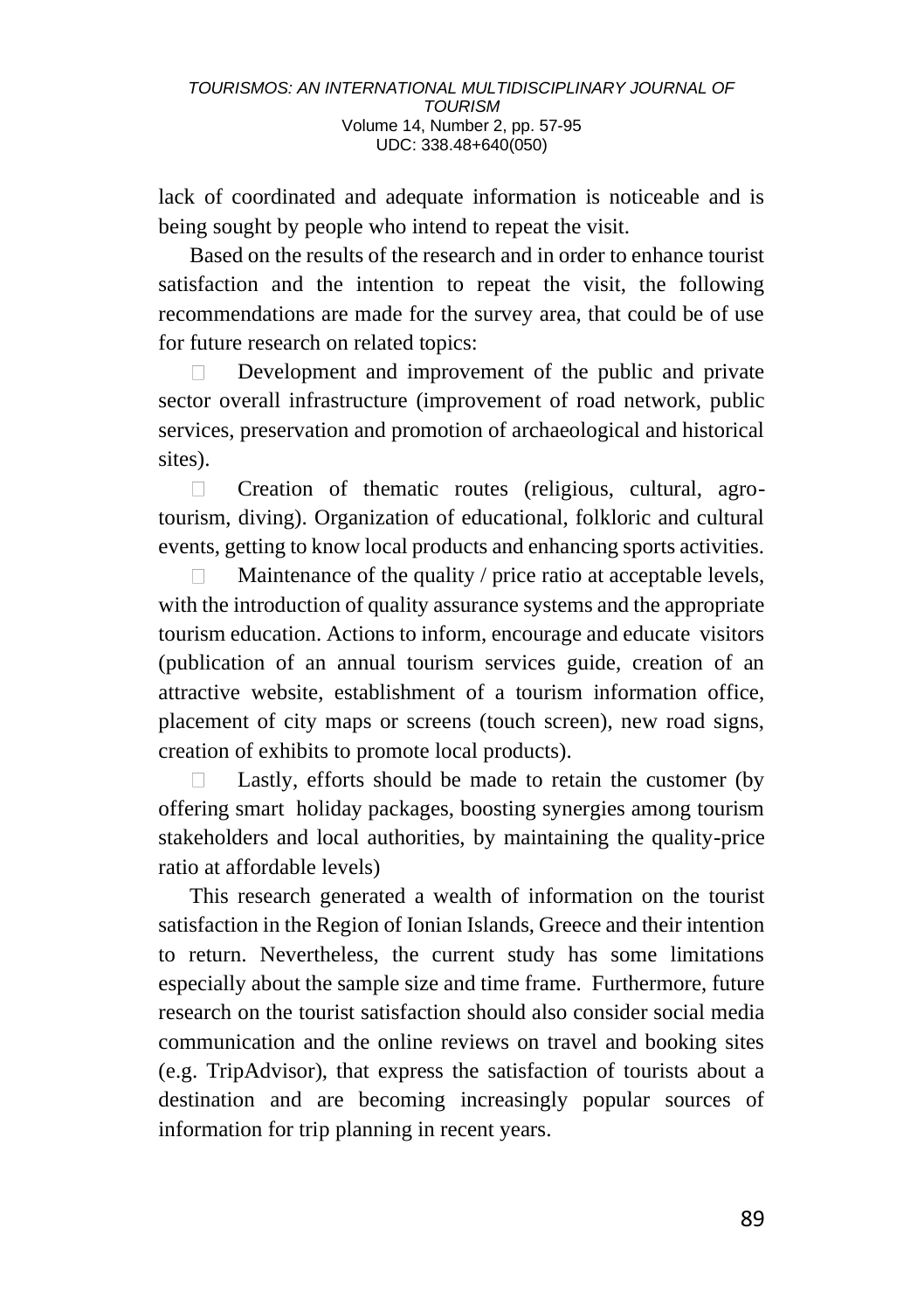lack of coordinated and adequate information is noticeable and is being sought by people who intend to repeat the visit.

Based on the results of the research and in order to enhance tourist satisfaction and the intention to repeat the visit, the following recommendations are made for the survey area, that could be of use for future research on related topics:

- Development and improvement of the public and private sector overall infrastructure (improvement of road network, public services, preservation and promotion of archaeological and historical sites).
- Creation of thematic routes (religious, cultural, agro-tourism, diving). Organization of educational, folkloric and cultural events, getting to know local products and enhancing sports activities.
- Maintenance of the quality / price ratio at acceptable levels, with the introduction of quality assurance systems and the appropriate tourism education. Actions to inform, encourage and educate visitors (publication of an annual tourism services guide, creation of an attractive website, establishment of a tourism information office, placement of city maps or screens (touch screen), new road signs, creation of exhibits to promote local products).
- Lastly, efforts should be made to retain the customer (by offering smart holiday packages, boosting synergies among tourism stakeholders and local authorities, by maintaining the quality-price ratio at affordable levels)

This research generated a wealth of information on the tourist satisfaction in the Region of Ionian Islands, Greece and their intention to return. Nevertheless, the current study has some limitations especially about the sample size and time frame. Furthermore, future research on the tourist satisfaction should also consider social media communication and the online reviews on travel and booking sites (e.g. TripAdvisor), that express the satisfaction of tourists about a destination and are becoming increasingly popular sources of information for trip planning in recent years.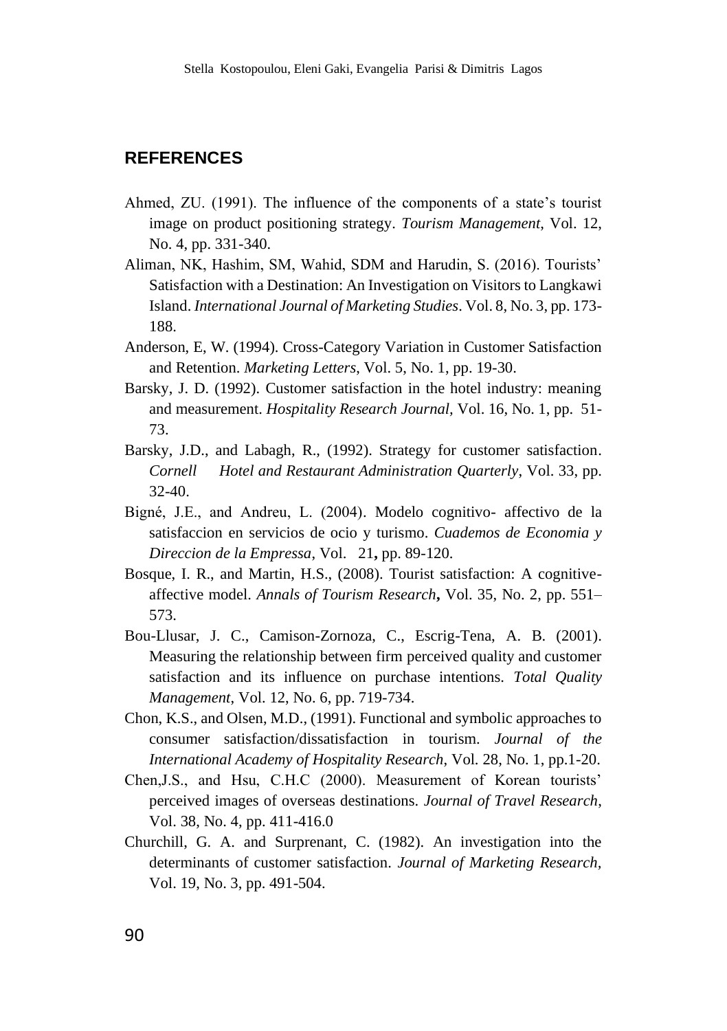## REFERENCES

Ahmed, ZU. (1991). The influence of the components of a state's tourist image on product positioning strategy. *Tourism Management*, Vol. 12, No. 4, pp. 331-340.

Aliman, NK, Hashim, SM, Wahid, SDM and Harudin, S. (2016). Tourists' Satisfaction with a Destination: An Investigation on Visitors to Langkawi Island. *International Journal of Marketing Studies*. Vol. 8, No. 3, pp. 173-188.

Anderson, E, W. (1994). Cross-Category Variation in Customer Satisfaction and Retention. *Marketing Letters*, Vol. 5, No. 1, pp. 19-30.

Barsky, J. D. (1992). Customer satisfaction in the hotel industry: meaning and measurement. *Hospitality Research Journal*, Vol. 16, No. 1, pp. 51-73.

Barsky, J.D., and Labagh, R., (1992). Strategy for customer satisfaction. *Cornell Hotel and Restaurant Administration Quarterly*, Vol. 33, pp. 32-40.

Bigné, J.E., and Andreu, L. (2004). Modelo cognitivo- affectivo de la satisfaccion en servicios de ocio y turismo. *Cuademos de Economia y Direccion de la Empressa*, Vol. 21**,** pp. 89-120.

Bosque, I. R., and Martin, H.S., (2008). Tourist satisfaction: A cognitive-affective model. *Annals of Tourism Research***,** Vol. 35, No. 2, pp. 551–573.

Bou-Llusar, J. C., Camison-Zornoza, C., Escrig-Tena, A. B. (2001). Measuring the relationship between firm perceived quality and customer satisfaction and its influence on purchase intentions. *Total Quality Management*, Vol. 12, No. 6, pp. 719-734.

Chon, K.S., and Olsen, M.D., (1991). Functional and symbolic approaches to consumer satisfaction/dissatisfaction in tourism. *Journal of the International Academy of Hospitality Research*, Vol. 28, No. 1, pp.1-20.

Chen,J.S., and Hsu, C.H.C (2000). Measurement of Korean tourists' perceived images of overseas destinations. *Journal of Travel Research*, Vol. 38, No. 4, pp. 411-416.0

Churchill, G. A. and Surprenant, C. (1982). An investigation into the determinants of customer satisfaction. *Journal of Marketing Research*, Vol. 19, No. 3, pp. 491-504.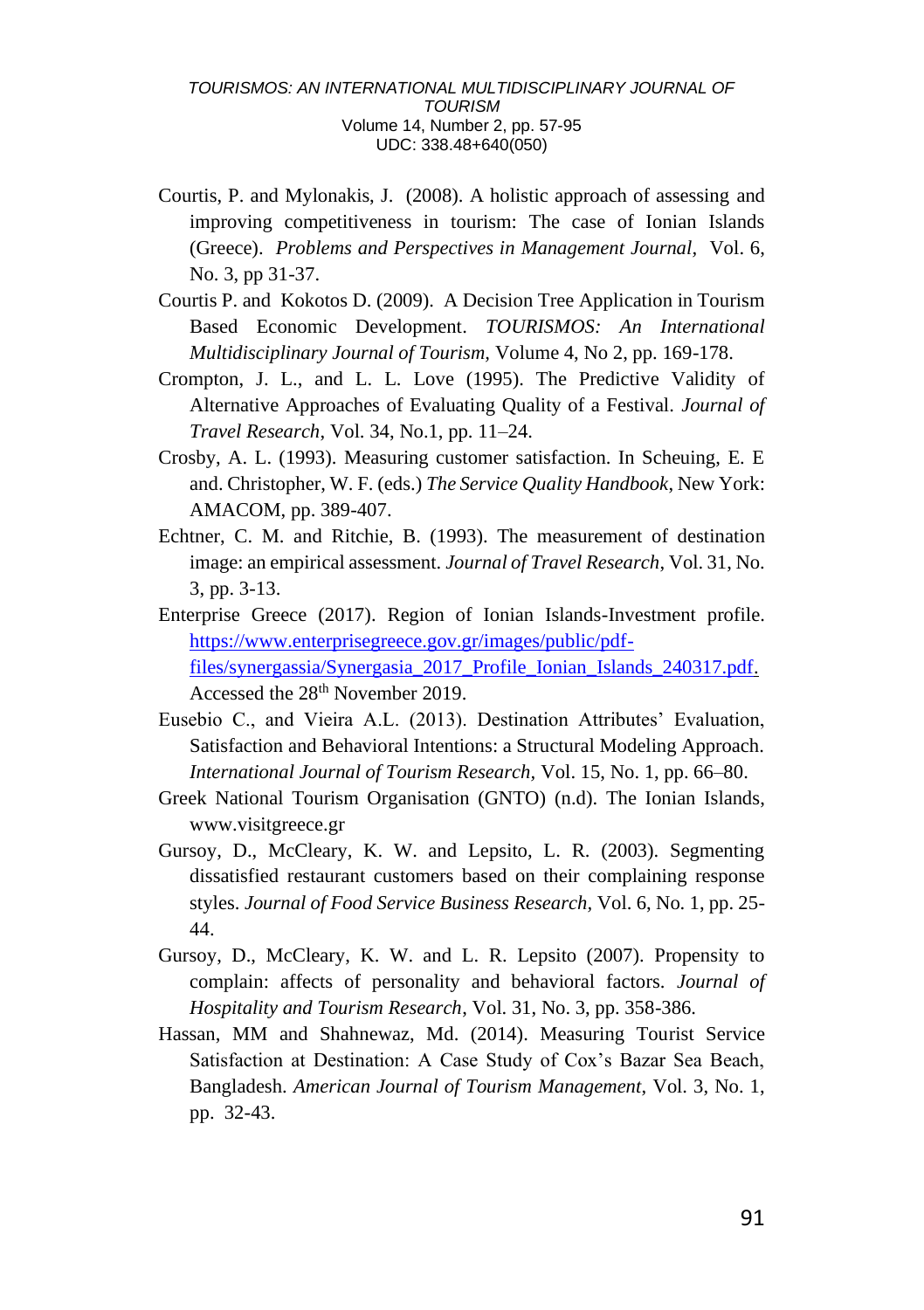Courtis, P. and Mylonakis, J. (2008). A holistic approach of assessing and improving competitiveness in tourism: The case of Ionian Islands (Greece). *Problems and Perspectives in Management Journal*, Vol. 6, No. 3, pp 31-37.

Courtis P. and Kokotos D. (2009). A Decision Tree Application in Tourism Based Economic Development. *TOURISMOS: An International Multidisciplinary Journal of Tourism,* Volume 4, No 2, pp. 169-178.

Crompton, J. L., and L. L. Love (1995). The Predictive Validity of Alternative Approaches of Evaluating Quality of a Festival. *Journal of Travel Research*, Vol. 34, No.1, pp. 11–24.

Crosby, A. L. (1993). Measuring customer satisfaction. In Scheuing, E. E and. Christopher, W. F. (eds.) *The Service Quality Handbook*, New York: AMACOM, pp. 389-407.

Echtner, C. M. and Ritchie, B. (1993). The measurement of destination image: an empirical assessment. *Journal of Travel Research*, Vol. 31, No. 3, pp. 3-13.

Enterprise Greece (2017). Region of Ionian Islands-Investment profile. https://www.enterprisegreece.gov.gr/images/public/pdf-files/synergassia/Synergasia_2017_Profile_Ionian_Islands_240317.pdf. Accessed the 28th November 2019.

Eusebio C., and Vieira A.L. (2013). Destination Attributes' Evaluation, Satisfaction and Behavioral Intentions: a Structural Modeling Approach. *International Journal of Tourism Research,* Vol. 15, No. 1, pp. 66–80.

Greek National Tourism Organisation (GNTO) (n.d). The Ionian Islands, www.visitgreece.gr

Gursoy, D., McCleary, K. W. and Lepsito, L. R. (2003). Segmenting dissatisfied restaurant customers based on their complaining response styles. *Journal of Food Service Business Research,* Vol. 6, No. 1, pp. 25-44.

Gursoy, D., McCleary, K. W. and L. R. Lepsito (2007). Propensity to complain: affects of personality and behavioral factors. *Journal of Hospitality and Tourism Research*, Vol. 31, No. 3, pp. 358-386.

Hassan, MM and Shahnewaz, Md. (2014). Measuring Tourist Service Satisfaction at Destination: A Case Study of Cox's Bazar Sea Beach, Bangladesh. *American Journal of Tourism Management*, Vol. 3, No. 1, pp. 32-43.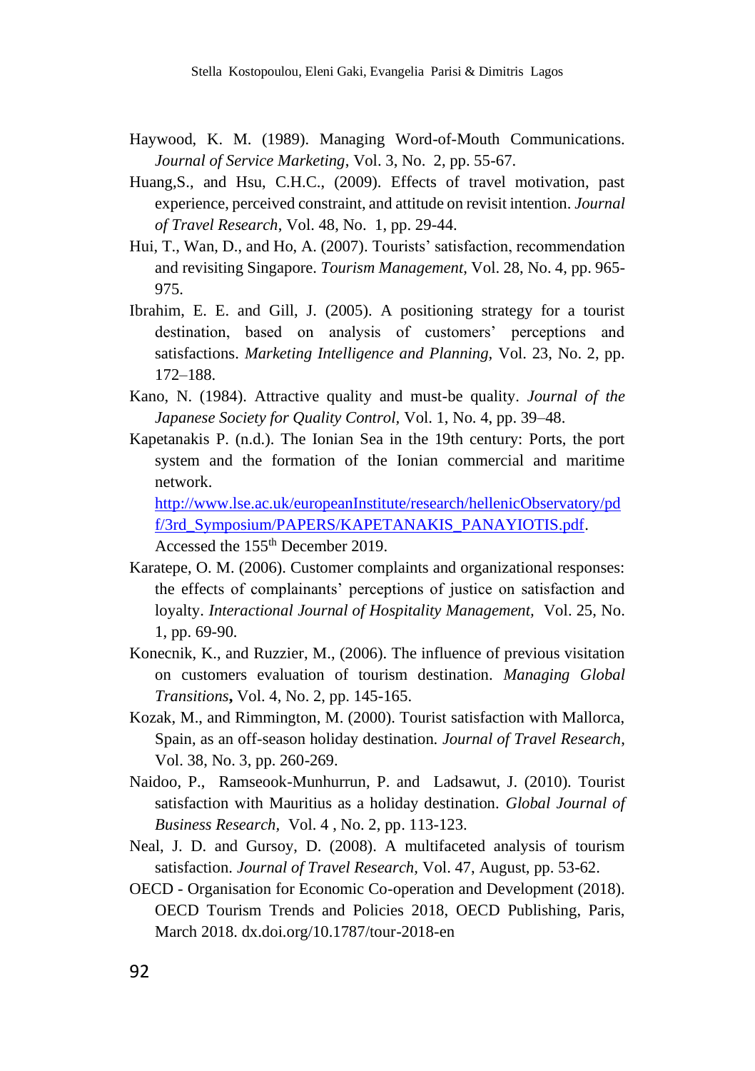Haywood, K. M. (1989). Managing Word-of-Mouth Communications. *Journal of Service Marketing*, Vol. 3, No. 2, pp. 55-67.

Huang,S., and Hsu, C.H.C., (2009). Effects of travel motivation, past experience, perceived constraint, and attitude on revisit intention. *Journal of Travel Research*, Vol. 48, No. 1, pp. 29-44.

Hui, T., Wan, D., and Ho, A. (2007). Tourists' satisfaction, recommendation and revisiting Singapore. *Tourism Management*, Vol. 28, No. 4, pp. 965-975.

Ibrahim, E. E. and Gill, J. (2005). A positioning strategy for a tourist destination, based on analysis of customers' perceptions and satisfactions. *Marketing Intelligence and Planning*, Vol. 23, No. 2, pp. 172–188.

Kano, N. (1984). Attractive quality and must-be quality. *Journal of the Japanese Society for Quality Control*, Vol. 1, No. 4, pp. 39–48.

Kapetanakis P. (n.d.). The Ionian Sea in the 19th century: Ports, the port system and the formation of the Ionian commercial and maritime network. http://www.lse.ac.uk/europeanInstitute/research/hellenicObservatory/pdf/3rd_Symposium/PAPERS/KAPETANAKIS_PANAYIOTIS.pdf. Accessed the 155th December 2019.

Karatepe, O. M. (2006). Customer complaints and organizational responses: the effects of complainants' perceptions of justice on satisfaction and loyalty. *Interactional Journal of Hospitality Management*, Vol. 25, No. 1, pp. 69-90.

Konecnik, K., and Ruzzier, M., (2006). The influence of previous visitation on customers evaluation of tourism destination. *Managing Global Transitions*, Vol. 4, No. 2, pp. 145-165.

Kozak, M., and Rimmington, M. (2000). Tourist satisfaction with Mallorca, Spain, as an off-season holiday destination. *Journal of Travel Research*, Vol. 38, No. 3, pp. 260-269.

Naidoo, P., Ramseook-Munhurrun, P. and Ladsawut, J. (2010). Tourist satisfaction with Mauritius as a holiday destination. *Global Journal of Business Research*, Vol. 4 , No. 2, pp. 113-123.

Neal, J. D. and Gursoy, D. (2008). A multifaceted analysis of tourism satisfaction. *Journal of Travel Research*, Vol. 47, August, pp. 53-62.

OECD - Organisation for Economic Co-operation and Development (2018). OECD Tourism Trends and Policies 2018, OECD Publishing, Paris, March 2018. dx.doi.org/10.1787/tour-2018-en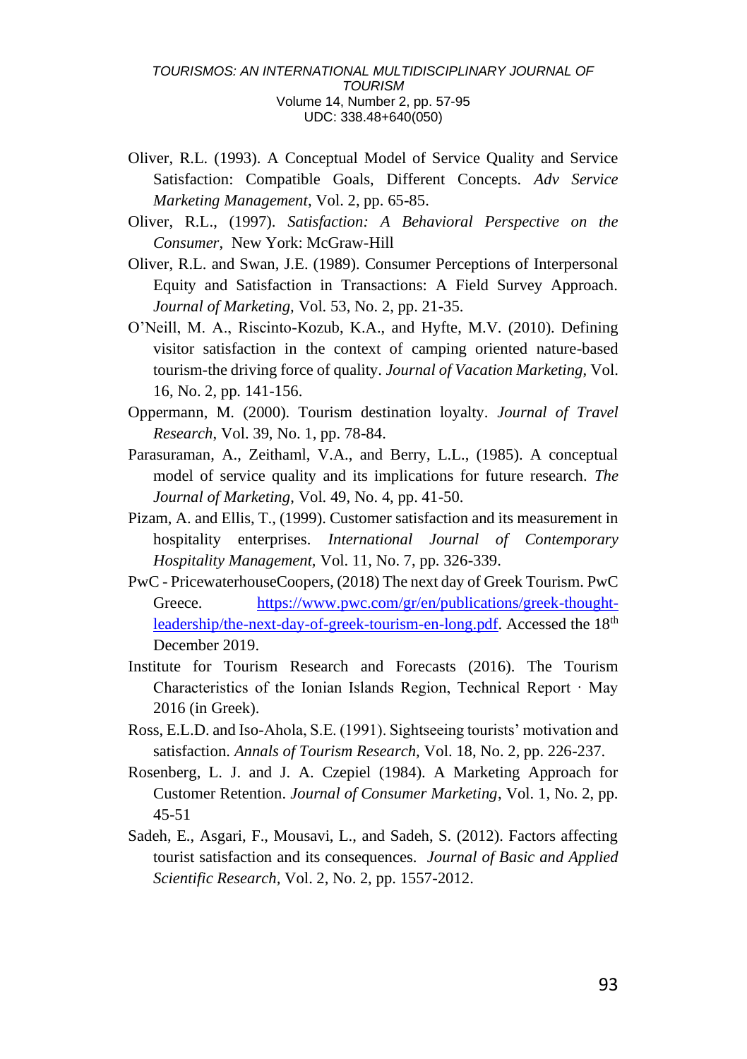Oliver, R.L. (1993). A Conceptual Model of Service Quality and Service Satisfaction: Compatible Goals, Different Concepts. *Adv Service Marketing Management*, Vol. 2, pp. 65-85.

Oliver, R.L., (1997). *Satisfaction: A Behavioral Perspective on the Consumer*, New York: McGraw-Hill

Oliver, R.L. and Swan, J.E. (1989). Consumer Perceptions of Interpersonal Equity and Satisfaction in Transactions: A Field Survey Approach. *Journal of Marketing*, Vol. 53, No. 2, pp. 21-35.

O'Neill, M. A., Riscinto-Kozub, K.A., and Hyfte, M.V. (2010). Defining visitor satisfaction in the context of camping oriented nature-based tourism-the driving force of quality. *Journal of Vacation Marketing*, Vol. 16, No. 2, pp. 141-156.

Oppermann, M. (2000). Tourism destination loyalty. *Journal of Travel Research*, Vol. 39, No. 1, pp. 78-84.

Parasuraman, A., Zeithaml, V.A., and Berry, L.L., (1985). A conceptual model of service quality and its implications for future research. *The Journal of Marketing*, Vol. 49, No. 4, pp. 41-50.

Pizam, A. and Ellis, T., (1999). Customer satisfaction and its measurement in hospitality enterprises. *International Journal of Contemporary Hospitality Management*, Vol. 11, No. 7, pp. 326-339.

PwC - PricewaterhouseCoopers, (2018) The next day of Greek Tourism. PwC Greece. https://www.pwc.com/gr/en/publications/greek-thought-leadership/the-next-day-of-greek-tourism-en-long.pdf. Accessed the 18th December 2019.

Institute for Tourism Research and Forecasts (2016). The Tourism Characteristics of the Ionian Islands Region, Technical Report · May 2016 (in Greek).

Ross, E.L.D. and Iso-Ahola, S.E. (1991). Sightseeing tourists' motivation and satisfaction. *Annals of Tourism Research*, Vol. 18, No. 2, pp. 226-237.

Rosenberg, L. J. and J. A. Czepiel (1984). A Marketing Approach for Customer Retention. *Journal of Consumer Marketing*, Vol. 1, No. 2, pp. 45-51

Sadeh, E., Asgari, F., Mousavi, L., and Sadeh, S. (2012). Factors affecting tourist satisfaction and its consequences. *Journal of Basic and Applied Scientific Research*, Vol. 2, No. 2, pp. 1557-2012.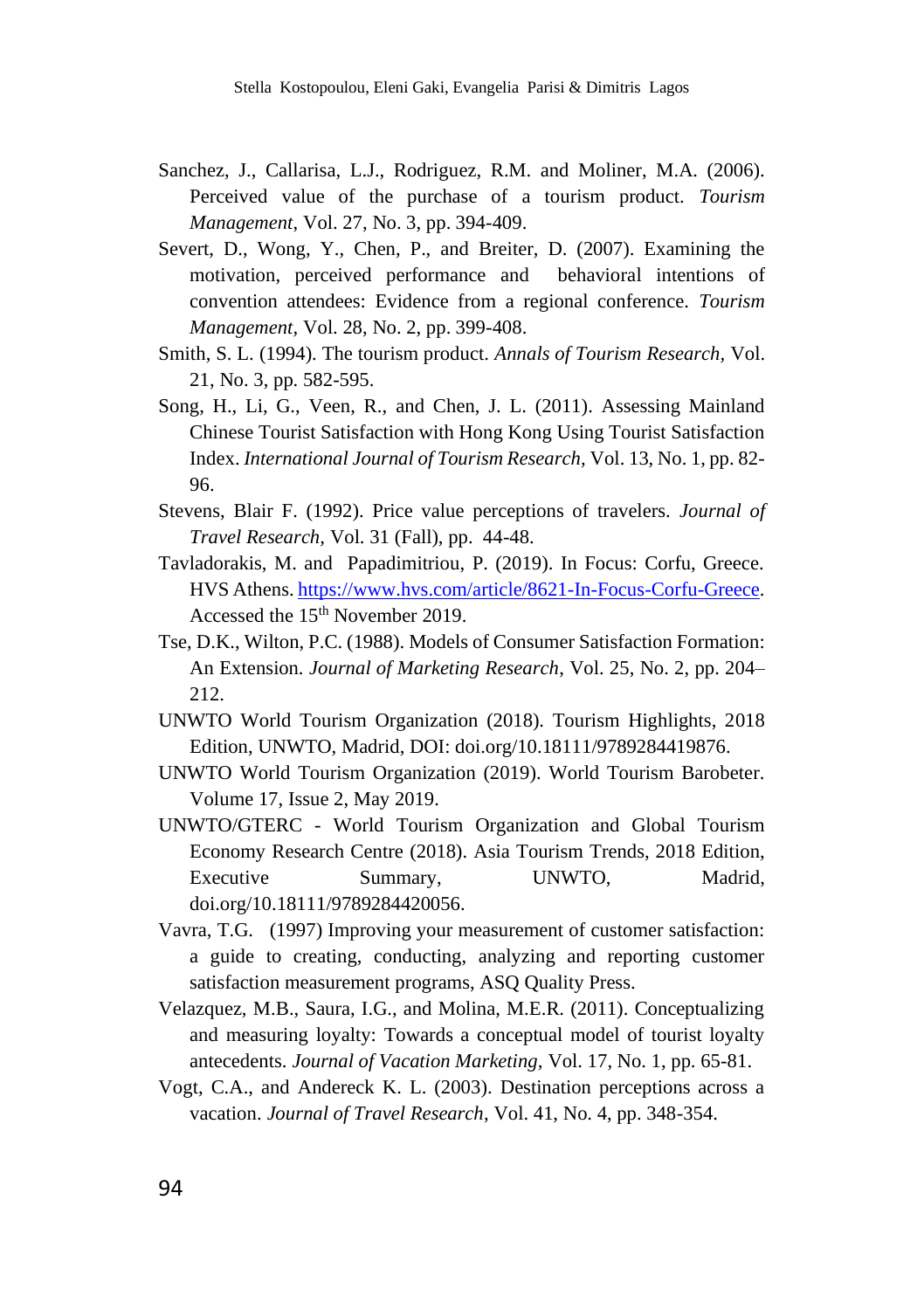Sanchez, J., Callarisa, L.J., Rodriguez, R.M. and Moliner, M.A. (2006). Perceived value of the purchase of a tourism product. *Tourism Management*, Vol. 27, No. 3, pp. 394-409.

Severt, D., Wong, Y., Chen, P., and Breiter, D. (2007). Examining the motivation, perceived performance and behavioral intentions of convention attendees: Evidence from a regional conference. *Tourism Management*, Vol. 28, No. 2, pp. 399-408.

Smith, S. L. (1994). The tourism product. *Annals of Tourism Research*, Vol. 21, No. 3, pp. 582-595.

Song, H., Li, G., Veen, R., and Chen, J. L. (2011). Assessing Mainland Chinese Tourist Satisfaction with Hong Kong Using Tourist Satisfaction Index. *International Journal of Tourism Research*, Vol. 13, No. 1, pp. 82-96.

Stevens, Blair F. (1992). Price value perceptions of travelers. *Journal of Travel Research*, Vol. 31 (Fall), pp. 44-48.

Tavladorakis, M. and Papadimitriou, P. (2019). In Focus: Corfu, Greece. HVS Athens. https://www.hvs.com/article/8621-In-Focus-Corfu-Greece. Accessed the 15th November 2019.

Tse, D.K., Wilton, P.C. (1988). Models of Consumer Satisfaction Formation: An Extension. *Journal of Marketing Research*, Vol. 25, No. 2, pp. 204–212.

UNWTO World Tourism Organization (2018). Tourism Highlights, 2018 Edition, UNWTO, Madrid, DOI: doi.org/10.18111/9789284419876.

UNWTO World Tourism Organization (2019). World Tourism Barobeter. Volume 17, Issue 2, May 2019.

UNWTO/GTERC - World Tourism Organization and Global Tourism Economy Research Centre (2018). Asia Tourism Trends, 2018 Edition, Executive Summary, UNWTO, Madrid, doi.org/10.18111/9789284420056.

Vavra, T.G. (1997) Improving your measurement of customer satisfaction: a guide to creating, conducting, analyzing and reporting customer satisfaction measurement programs, ASQ Quality Press.

Velazquez, M.B., Saura, I.G., and Molina, M.E.R. (2011). Conceptualizing and measuring loyalty: Towards a conceptual model of tourist loyalty antecedents. *Journal of Vacation Marketing*, Vol. 17, No. 1, pp. 65-81.

Vogt, C.A., and Andereck K. L. (2003). Destination perceptions across a vacation. *Journal of Travel Research*, Vol. 41, No. 4, pp. 348-354.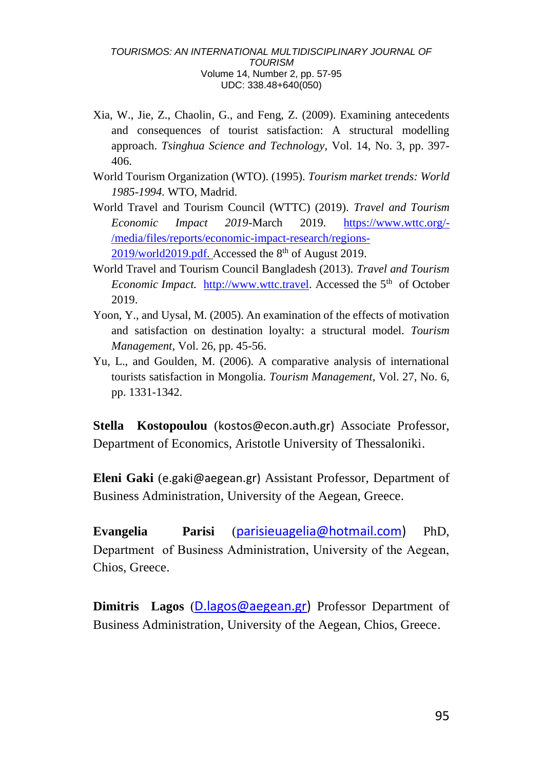Xia, W., Jie, Z., Chaolin, G., and Feng, Z. (2009). Examining antecedents and consequences of tourist satisfaction: A structural modelling approach. *Tsinghua Science and Technology*, Vol. 14, No. 3, pp. 397-406.

World Tourism Organization (WTO). (1995). *Tourism market trends: World 1985-1994.* WTO, Madrid.

World Travel and Tourism Council (WTTC) (2019). *Travel and Tourism Economic Impact 2019*-March 2019. https://www.wttc.org/-/media/files/reports/economic-impact-research/regions-2019/world2019.pdf. Accessed the 8th of August 2019.

World Travel and Tourism Council Bangladesh (2013). *Travel and Tourism Economic Impact.* http://www.wttc.travel. Accessed the 5th of October 2019.

Yoon, Y., and Uysal, M. (2005). An examination of the effects of motivation and satisfaction on destination loyalty: a structural model. *Tourism Management*, Vol. 26, pp. 45-56.

Yu, L., and Goulden, M. (2006). A comparative analysis of international tourists satisfaction in Mongolia. *Tourism Management*, Vol. 27, No. 6, pp. 1331-1342.

**Stella Kostopoulou** (kostos@econ.auth.gr) Associate Professor, Department of Economics, Aristotle University of Thessaloniki.

**Eleni Gaki** (e.gaki@aegean.gr) Assistant Professor, Department of Business Administration, University of the Aegean, Greece.

**Evangelia Parisi** (parisieuagelia@hotmail.com) PhD, Department of Business Administration, University of the Aegean, Chios, Greece.

**Dimitris Lagos** (D.lagos@aegean.gr) Professor Department of Business Administration, University of the Aegean, Chios, Greece.